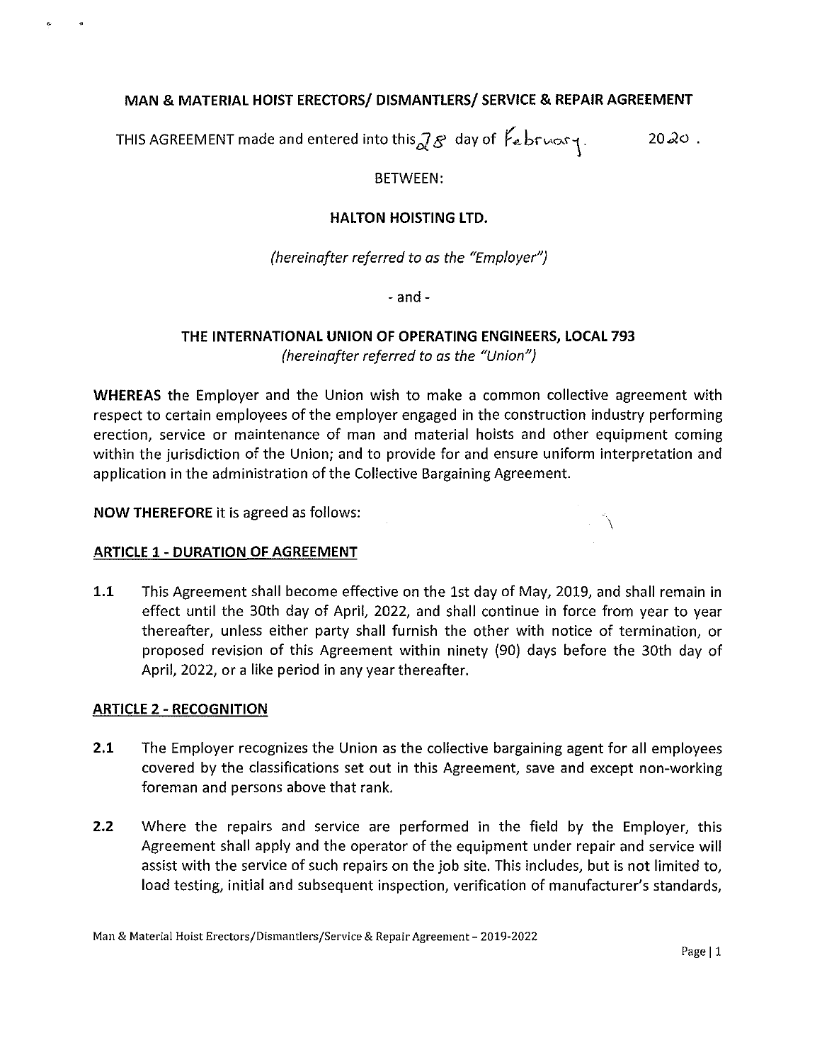# MAN & MATERIAL HOIST ERECTORS/ DISMANTLERS/ SERVICE & REPAIR AGREEMENT

THIS AGREEMENT made and entered into this 28 day of February. 2020.

BETWEEN:

**HALTON HOISTING LTD.**

*(hereinafter referred to as the "Employer")*

- and -

**THE INTERNATIONAL UNION OF OPERATING ENGINEERS, LOCAL 793**
*(hereinafter referred to as the "Union")*

**WHEREAS** the Employer and the Union wish to make a common collective agreement with respect to certain employees of the employer engaged in the construction industry performing erection, service or maintenance of man and material hoists and other equipment coming within the jurisdiction of the Union; and to provide for and ensure uniform interpretation and application in the administration of the Collective Bargaining Agreement.

**NOW THEREFORE** it is agreed as follows:

## ARTICLE 1 - DURATION OF AGREEMENT

**1.1** This Agreement shall become effective on the 1st day of May, 2019, and shall remain in effect until the 30th day of April, 2022, and shall continue in force from year to year thereafter, unless either party shall furnish the other with notice of termination, or proposed revision of this Agreement within ninety (90) days before the 30th day of April, 2022, or a like period in any year thereafter.

## ARTICLE 2 - RECOGNITION

**2.1** The Employer recognizes the Union as the collective bargaining agent for all employees covered by the classifications set out in this Agreement, save and except non-working foreman and persons above that rank.

**2.2** Where the repairs and service are performed in the field by the Employer, this Agreement shall apply and the operator of the equipment under repair and service will assist with the service of such repairs on the job site. This includes, but is not limited to, load testing, initial and subsequent inspection, verification of manufacturer's standards,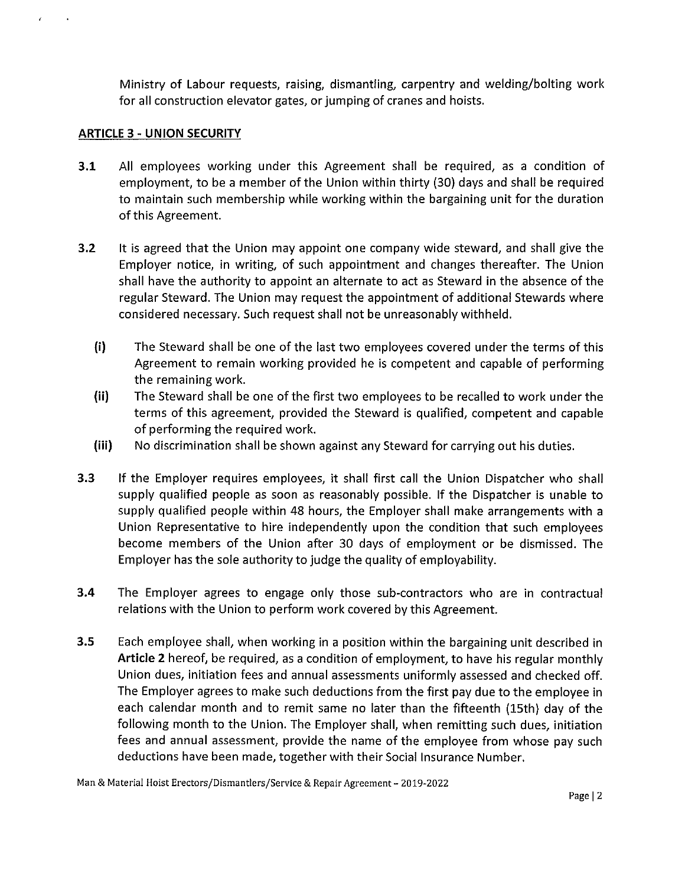Ministry of Labour requests, raising, dismantling, carpentry and welding/bolting work for all construction elevator gates, or jumping of cranes and hoists.

## ARTICLE 3 - UNION SECURITY

**3.1** All employees working under this Agreement shall be required, as a condition of employment, to be a member of the Union within thirty (30) days and shall be required to maintain such membership while working within the bargaining unit for the duration of this Agreement.

**3.2** It is agreed that the Union may appoint one company wide steward, and shall give the Employer notice, in writing, of such appointment and changes thereafter. The Union shall have the authority to appoint an alternate to act as Steward in the absence of the regular Steward. The Union may request the appointment of additional Stewards where considered necessary. Such request shall not be unreasonably withheld.

- **(i)** The Steward shall be one of the last two employees covered under the terms of this Agreement to remain working provided he is competent and capable of performing the remaining work.
- **(ii)** The Steward shall be one of the first two employees to be recalled to work under the terms of this agreement, provided the Steward is qualified, competent and capable of performing the required work.
- **(iii)** No discrimination shall be shown against any Steward for carrying out his duties.

**3.3** If the Employer requires employees, it shall first call the Union Dispatcher who shall supply qualified people as soon as reasonably possible. If the Dispatcher is unable to supply qualified people within 48 hours, the Employer shall make arrangements with a Union Representative to hire independently upon the condition that such employees become members of the Union after 30 days of employment or be dismissed. The Employer has the sole authority to judge the quality of employability.

**3.4** The Employer agrees to engage only those sub-contractors who are in contractual relations with the Union to perform work covered by this Agreement.

**3.5** Each employee shall, when working in a position within the bargaining unit described in **Article 2** hereof, be required, as a condition of employment, to have his regular monthly Union dues, initiation fees and annual assessments uniformly assessed and checked off. The Employer agrees to make such deductions from the first pay due to the employee in each calendar month and to remit same no later than the fifteenth (15th) day of the following month to the Union. The Employer shall, when remitting such dues, initiation fees and annual assessment, provide the name of the employee from whose pay such deductions have been made, together with their Social Insurance Number.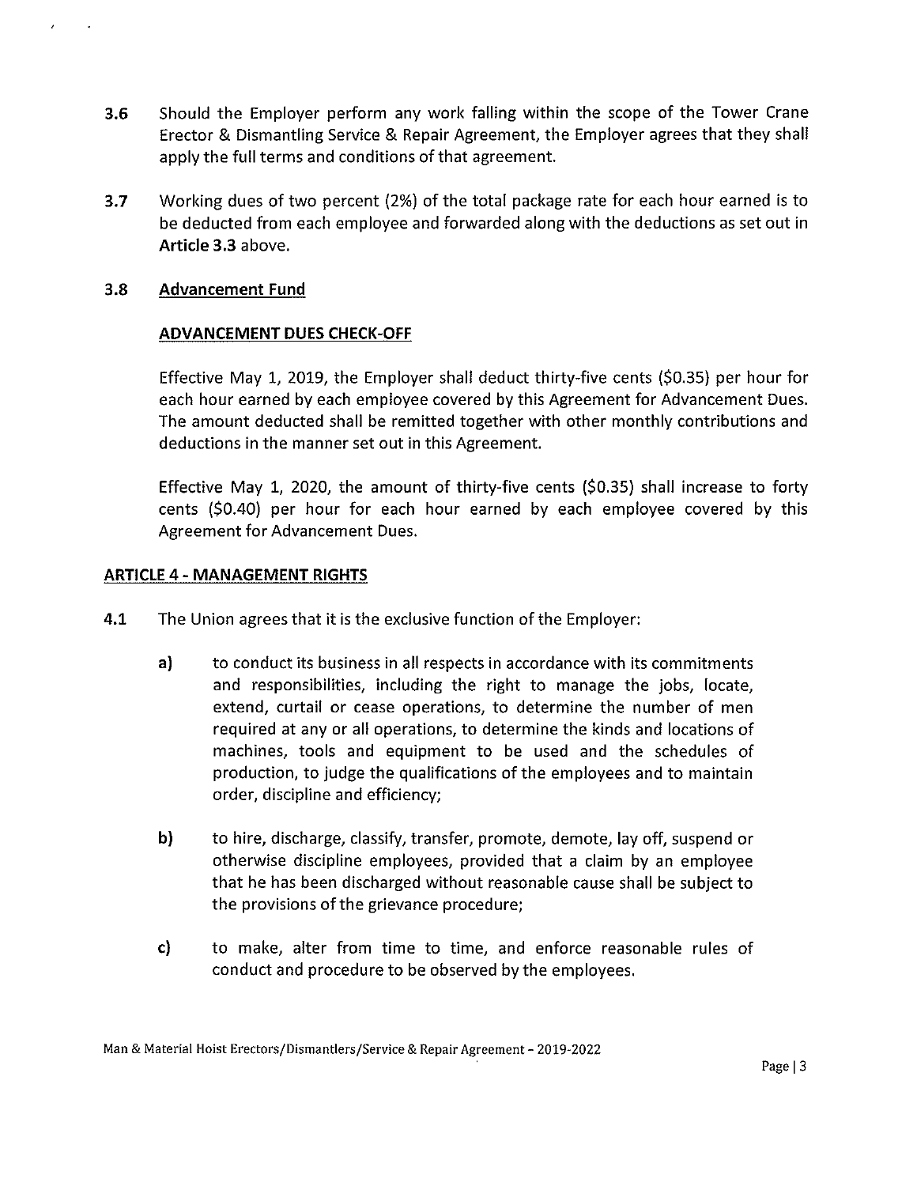**3.6** Should the Employer perform any work falling within the scope of the Tower Crane Erector & Dismantling Service & Repair Agreement, the Employer agrees that they shall apply the full terms and conditions of that agreement.

**3.7** Working dues of two percent (2%) of the total package rate for each hour earned is to be deducted from each employee and forwarded along with the deductions as set out in **Article 3.3** above.

**3.8** **Advancement Fund**

**ADVANCEMENT DUES CHECK-OFF**

Effective May 1, 2019, the Employer shall deduct thirty-five cents ($0.35) per hour for each hour earned by each employee covered by this Agreement for Advancement Dues. The amount deducted shall be remitted together with other monthly contributions and deductions in the manner set out in this Agreement.

Effective May 1, 2020, the amount of thirty-five cents ($0.35) shall increase to forty cents ($0.40) per hour for each hour earned by each employee covered by this Agreement for Advancement Dues.

## ARTICLE 4 - MANAGEMENT RIGHTS

**4.1** The Union agrees that it is the exclusive function of the Employer:

**a)** to conduct its business in all respects in accordance with its commitments and responsibilities, including the right to manage the jobs, locate, extend, curtail or cease operations, to determine the number of men required at any or all operations, to determine the kinds and locations of machines, tools and equipment to be used and the schedules of production, to judge the qualifications of the employees and to maintain order, discipline and efficiency;

**b)** to hire, discharge, classify, transfer, promote, demote, lay off, suspend or otherwise discipline employees, provided that a claim by an employee that he has been discharged without reasonable cause shall be subject to the provisions of the grievance procedure;

**c)** to make, alter from time to time, and enforce reasonable rules of conduct and procedure to be observed by the employees.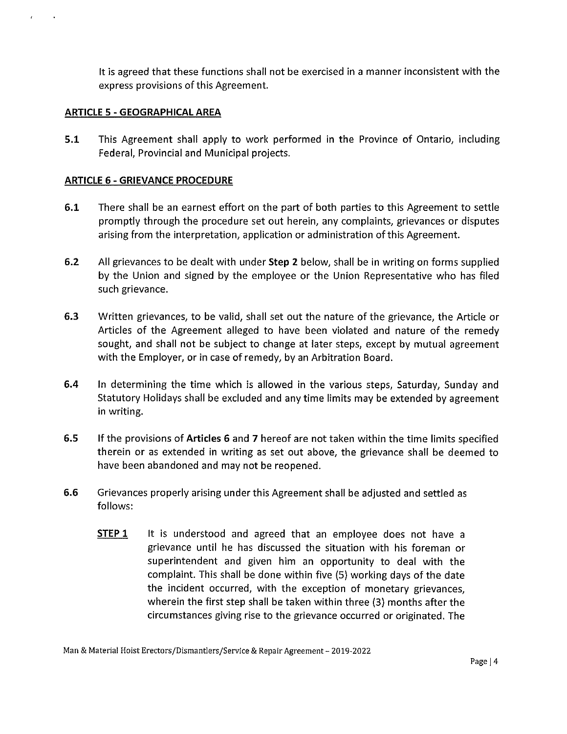It is agreed that these functions shall not be exercised in a manner inconsistent with the express provisions of this Agreement.

## ARTICLE 5 - GEOGRAPHICAL AREA

**5.1** This Agreement shall apply to work performed in the Province of Ontario, including Federal, Provincial and Municipal projects.

## ARTICLE 6 - GRIEVANCE PROCEDURE

**6.1** There shall be an earnest effort on the part of both parties to this Agreement to settle promptly through the procedure set out herein, any complaints, grievances or disputes arising from the interpretation, application or administration of this Agreement.

**6.2** All grievances to be dealt with under **Step 2** below, shall be in writing on forms supplied by the Union and signed by the employee or the Union Representative who has filed such grievance.

**6.3** Written grievances, to be valid, shall set out the nature of the grievance, the Article or Articles of the Agreement alleged to have been violated and nature of the remedy sought, and shall not be subject to change at later steps, except by mutual agreement with the Employer, or in case of remedy, by an Arbitration Board.

**6.4** In determining the time which is allowed in the various steps, Saturday, Sunday and Statutory Holidays shall be excluded and any time limits may be extended by agreement in writing.

**6.5** If the provisions of **Articles 6** and **7** hereof are not taken within the time limits specified therein or as extended in writing as set out above, the grievance shall be deemed to have been abandoned and may not be reopened.

**6.6** Grievances properly arising under this Agreement shall be adjusted and settled as follows:

**STEP 1** It is understood and agreed that an employee does not have a grievance until he has discussed the situation with his foreman or superintendent and given him an opportunity to deal with the complaint. This shall be done within five (5) working days of the date the incident occurred, with the exception of monetary grievances, wherein the first step shall be taken within three (3) months after the circumstances giving rise to the grievance occurred or originated. The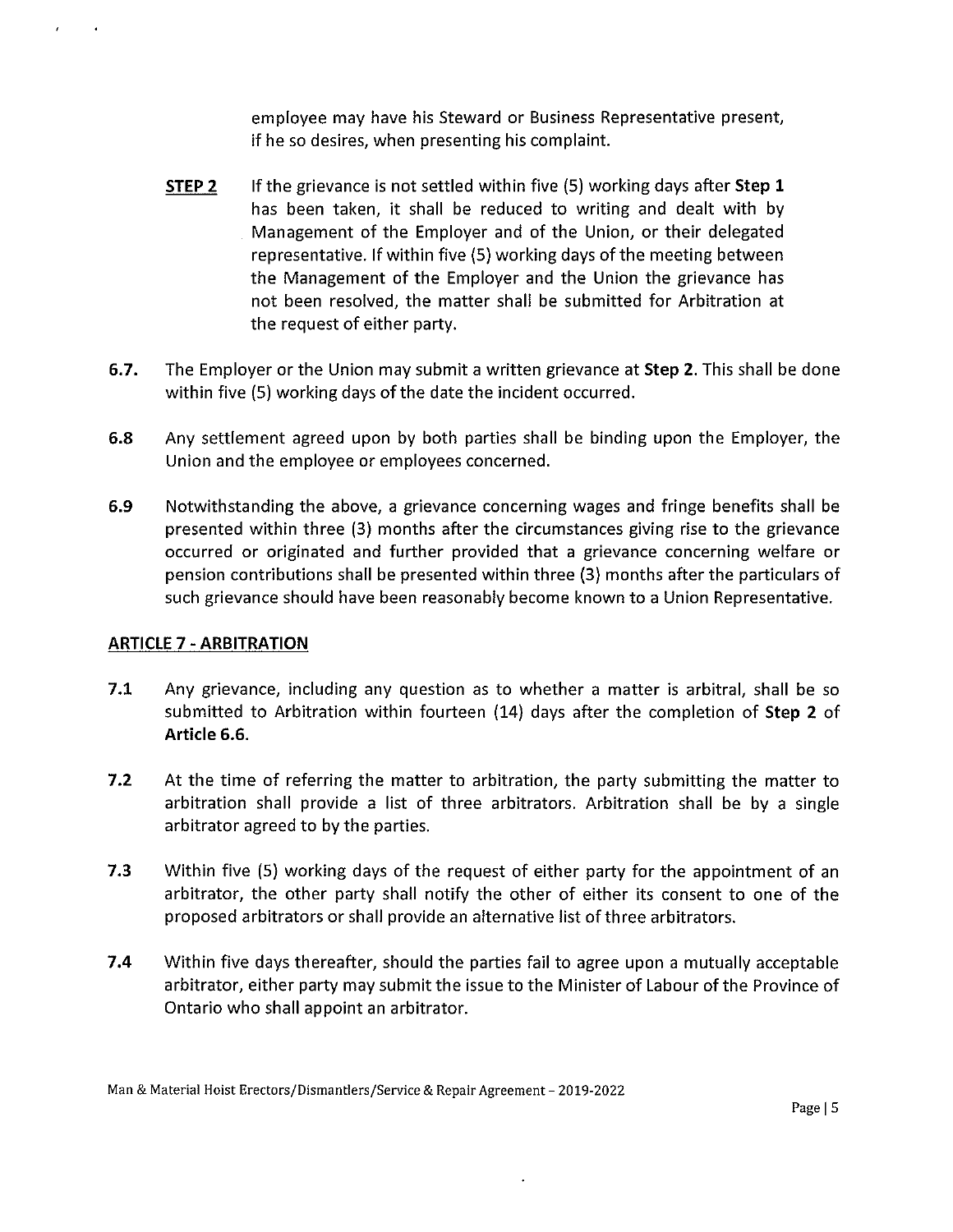employee may have his Steward or Business Representative present, if he so desires, when presenting his complaint.

**STEP 2** If the grievance is not settled within five (5) working days after **Step 1** has been taken, it shall be reduced to writing and dealt with by Management of the Employer and of the Union, or their delegated representative. If within five (5) working days of the meeting between the Management of the Employer and the Union the grievance has not been resolved, the matter shall be submitted for Arbitration at the request of either party.

**6.7.** The Employer or the Union may submit a written grievance at **Step 2**. This shall be done within five (5) working days of the date the incident occurred.

**6.8** Any settlement agreed upon by both parties shall be binding upon the Employer, the Union and the employee or employees concerned.

**6.9** Notwithstanding the above, a grievance concerning wages and fringe benefits shall be presented within three (3) months after the circumstances giving rise to the grievance occurred or originated and further provided that a grievance concerning welfare or pension contributions shall be presented within three (3) months after the particulars of such grievance should have been reasonably become known to a Union Representative.

## ARTICLE 7 - ARBITRATION

**7.1** Any grievance, including any question as to whether a matter is arbitral, shall be so submitted to Arbitration within fourteen (14) days after the completion of **Step 2** of **Article 6.6.**

**7.2** At the time of referring the matter to arbitration, the party submitting the matter to arbitration shall provide a list of three arbitrators. Arbitration shall be by a single arbitrator agreed to by the parties.

**7.3** Within five (5) working days of the request of either party for the appointment of an arbitrator, the other party shall notify the other of either its consent to one of the proposed arbitrators or shall provide an alternative list of three arbitrators.

**7.4** Within five days thereafter, should the parties fail to agree upon a mutually acceptable arbitrator, either party may submit the issue to the Minister of Labour of the Province of Ontario who shall appoint an arbitrator.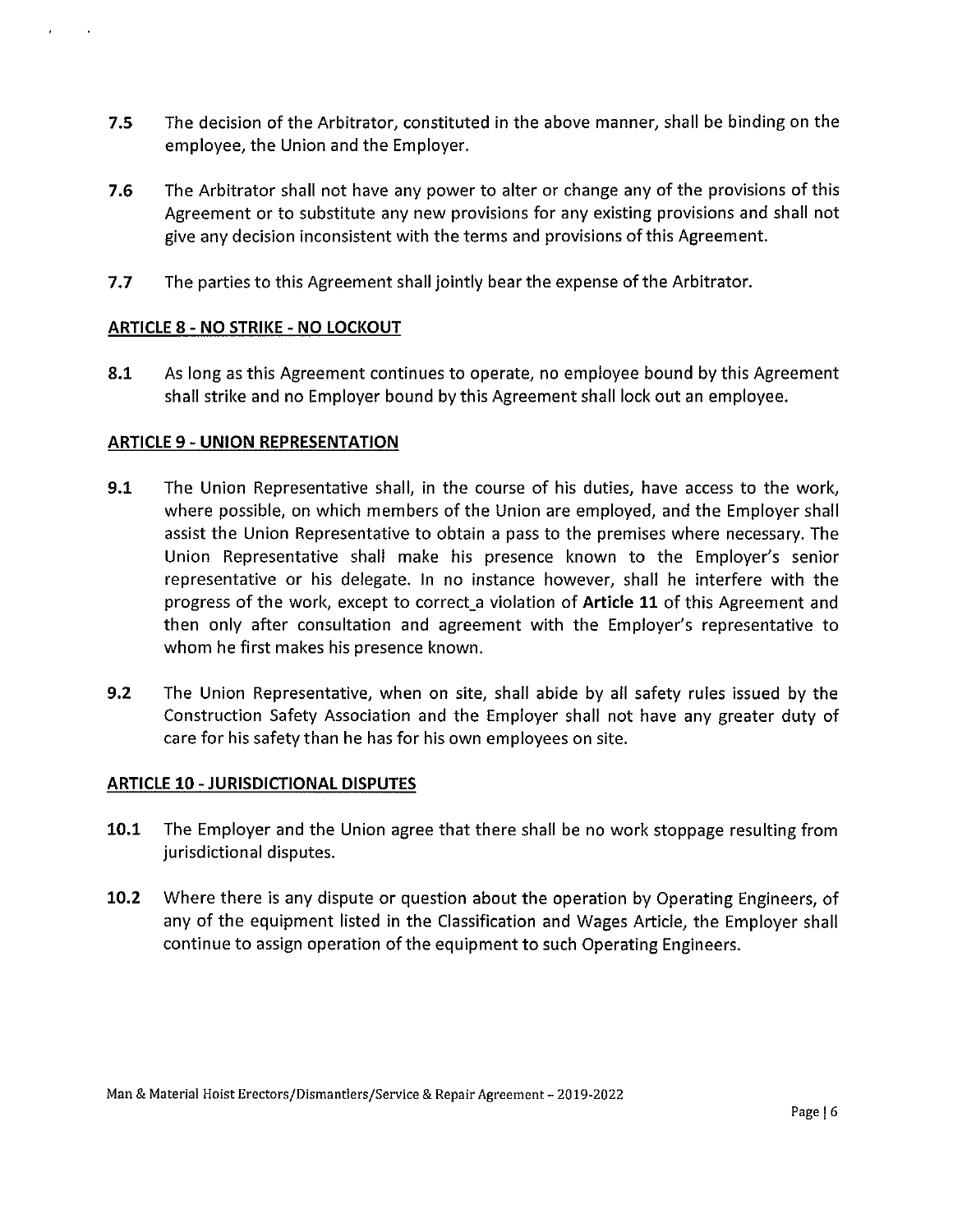**7.5** The decision of the Arbitrator, constituted in the above manner, shall be binding on the employee, the Union and the Employer.

**7.6** The Arbitrator shall not have any power to alter or change any of the provisions of this Agreement or to substitute any new provisions for any existing provisions and shall not give any decision inconsistent with the terms and provisions of this Agreement.

**7.7** The parties to this Agreement shall jointly bear the expense of the Arbitrator.

## ARTICLE 8 - NO STRIKE - NO LOCKOUT

**8.1** As long as this Agreement continues to operate, no employee bound by this Agreement shall strike and no Employer bound by this Agreement shall lock out an employee.

## ARTICLE 9 - UNION REPRESENTATION

**9.1** The Union Representative shall, in the course of his duties, have access to the work, where possible, on which members of the Union are employed, and the Employer shall assist the Union Representative to obtain a pass to the premises where necessary. The Union Representative shall make his presence known to the Employer's senior representative or his delegate. In no instance however, shall he interfere with the progress of the work, except to correct_a violation of **Article 11** of this Agreement and then only after consultation and agreement with the Employer's representative to whom he first makes his presence known.

**9.2** The Union Representative, when on site, shall abide by all safety rules issued by the Construction Safety Association and the Employer shall not have any greater duty of care for his safety than he has for his own employees on site.

## ARTICLE 10 - JURISDICTIONAL DISPUTES

**10.1** The Employer and the Union agree that there shall be no work stoppage resulting from jurisdictional disputes.

**10.2** Where there is any dispute or question about the operation by Operating Engineers, of any of the equipment listed in the Classification and Wages Article, the Employer shall continue to assign operation of the equipment to such Operating Engineers.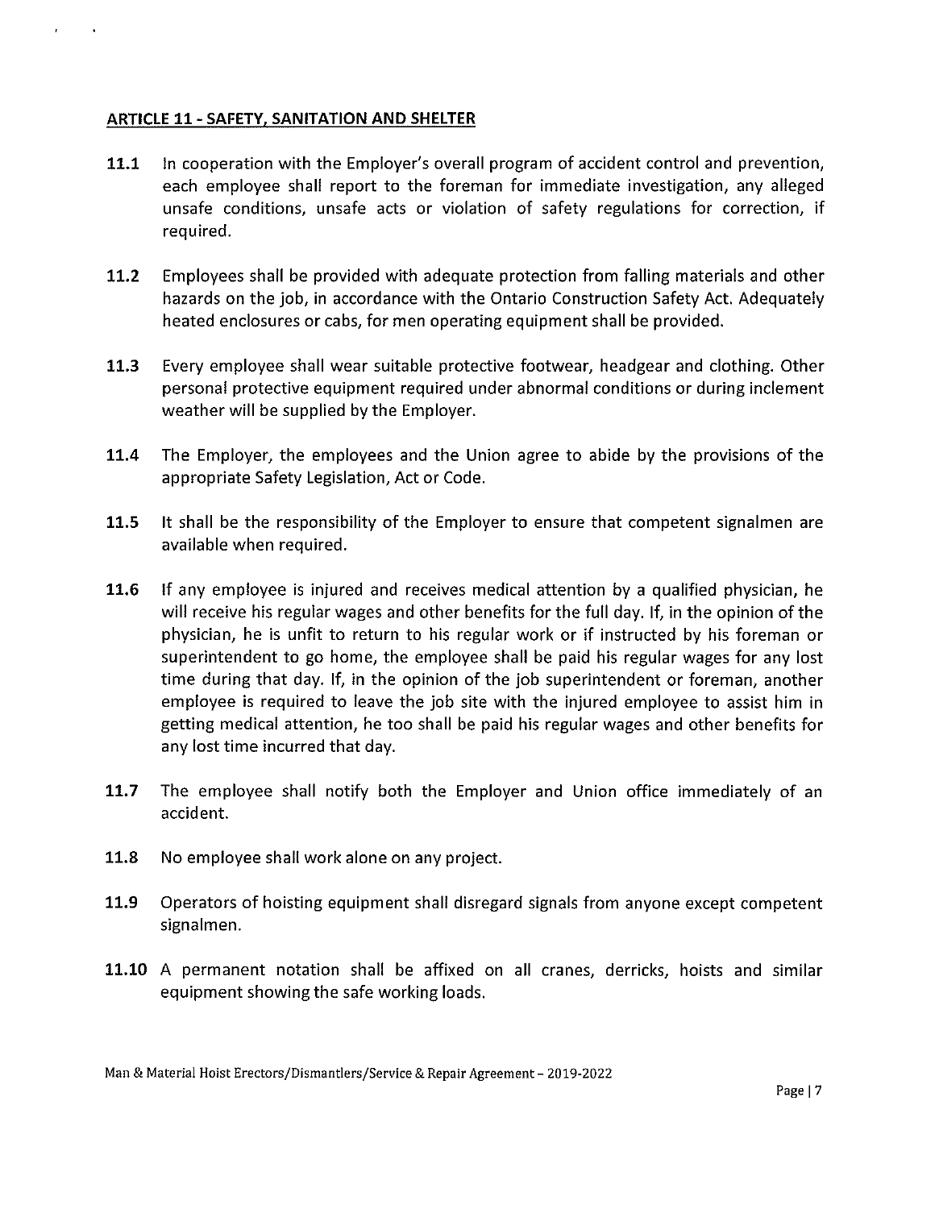## ARTICLE 11 - SAFETY, SANITATION AND SHELTER

**11.1** In cooperation with the Employer's overall program of accident control and prevention, each employee shall report to the foreman for immediate investigation, any alleged unsafe conditions, unsafe acts or violation of safety regulations for correction, if required.

**11.2** Employees shall be provided with adequate protection from falling materials and other hazards on the job, in accordance with the Ontario Construction Safety Act. Adequately heated enclosures or cabs, for men operating equipment shall be provided.

**11.3** Every employee shall wear suitable protective footwear, headgear and clothing. Other personal protective equipment required under abnormal conditions or during inclement weather will be supplied by the Employer.

**11.4** The Employer, the employees and the Union agree to abide by the provisions of the appropriate Safety Legislation, Act or Code.

**11.5** It shall be the responsibility of the Employer to ensure that competent signalmen are available when required.

**11.6** If any employee is injured and receives medical attention by a qualified physician, he will receive his regular wages and other benefits for the full day. If, in the opinion of the physician, he is unfit to return to his regular work or if instructed by his foreman or superintendent to go home, the employee shall be paid his regular wages for any lost time during that day. If, in the opinion of the job superintendent or foreman, another employee is required to leave the job site with the injured employee to assist him in getting medical attention, he too shall be paid his regular wages and other benefits for any lost time incurred that day.

**11.7** The employee shall notify both the Employer and Union office immediately of an accident.

**11.8** No employee shall work alone on any project.

**11.9** Operators of hoisting equipment shall disregard signals from anyone except competent signalmen.

**11.10** A permanent notation shall be affixed on all cranes, derricks, hoists and similar equipment showing the safe working loads.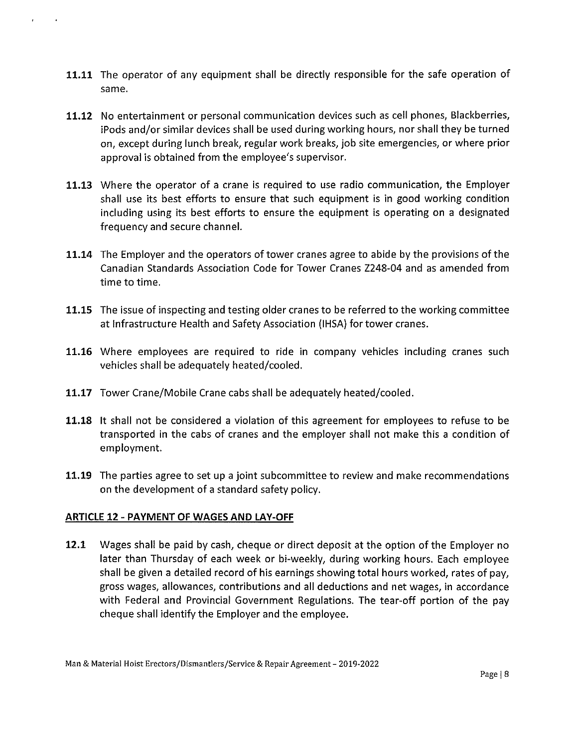**11.11** The operator of any equipment shall be directly responsible for the safe operation of same.

**11.12** No entertainment or personal communication devices such as cell phones, Blackberries, iPods and/or similar devices shall be used during working hours, nor shall they be turned on, except during lunch break, regular work breaks, job site emergencies, or where prior approval is obtained from the employee's supervisor.

**11.13** Where the operator of a crane is required to use radio communication, the Employer shall use its best efforts to ensure that such equipment is in good working condition including using its best efforts to ensure the equipment is operating on a designated frequency and secure channel.

**11.14** The Employer and the operators of tower cranes agree to abide by the provisions of the Canadian Standards Association Code for Tower Cranes Z248-04 and as amended from time to time.

**11.15** The issue of inspecting and testing older cranes to be referred to the working committee at Infrastructure Health and Safety Association (IHSA) for tower cranes.

**11.16** Where employees are required to ride in company vehicles including cranes such vehicles shall be adequately heated/cooled.

**11.17** Tower Crane/Mobile Crane cabs shall be adequately heated/cooled.

**11.18** It shall not be considered a violation of this agreement for employees to refuse to be transported in the cabs of cranes and the employer shall not make this a condition of employment.

**11.19** The parties agree to set up a joint subcommittee to review and make recommendations on the development of a standard safety policy.

## ARTICLE 12 - PAYMENT OF WAGES AND LAY-OFF

**12.1** Wages shall be paid by cash, cheque or direct deposit at the option of the Employer no later than Thursday of each week or bi-weekly, during working hours. Each employee shall be given a detailed record of his earnings showing total hours worked, rates of pay, gross wages, allowances, contributions and all deductions and net wages, in accordance with Federal and Provincial Government Regulations. The tear-off portion of the pay cheque shall identify the Employer and the employee.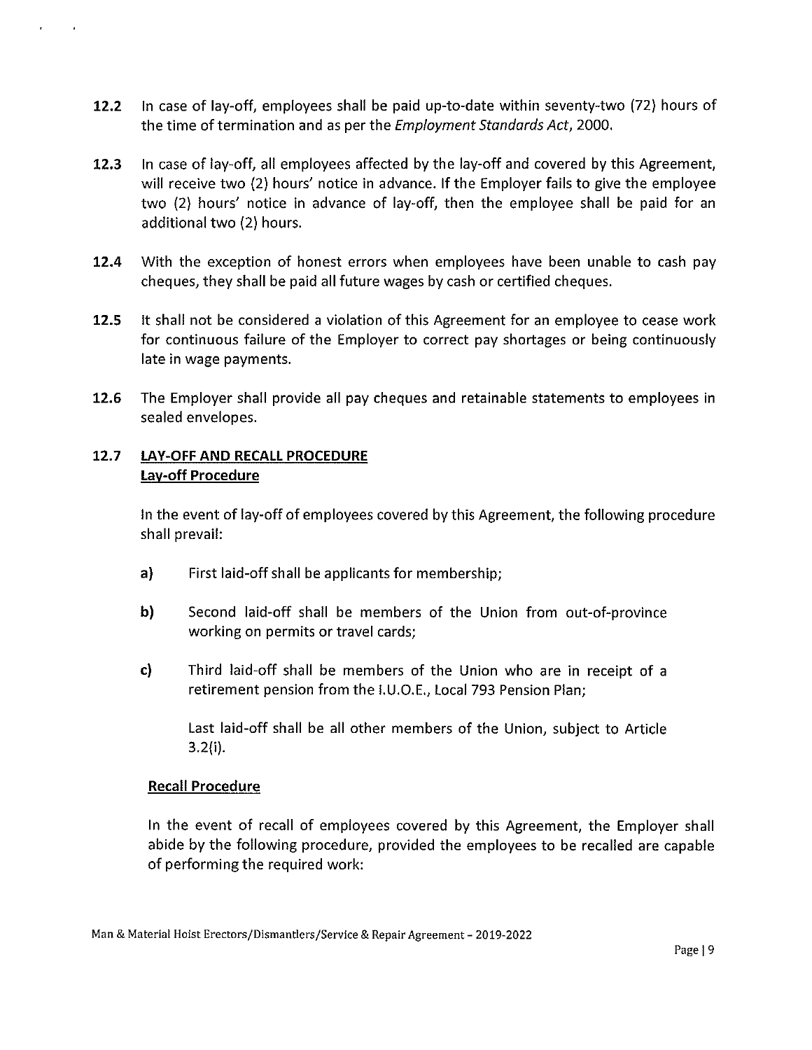**12.2** In case of lay-off, employees shall be paid up-to-date within seventy-two (72) hours of the time of termination and as per the *Employment Standards Act*, 2000.

**12.3** In case of lay-off, all employees affected by the lay-off and covered by this Agreement, will receive two (2) hours' notice in advance. If the Employer fails to give the employee two (2) hours' notice in advance of lay-off, then the employee shall be paid for an additional two (2) hours.

**12.4** With the exception of honest errors when employees have been unable to cash pay cheques, they shall be paid all future wages by cash or certified cheques.

**12.5** It shall not be considered a violation of this Agreement for an employee to cease work for continuous failure of the Employer to correct pay shortages or being continuously late in wage payments.

**12.6** The Employer shall provide all pay cheques and retainable statements to employees in sealed envelopes.

**12.7** **LAY-OFF AND RECALL PROCEDURE**
**Lay-off Procedure**

In the event of lay-off of employees covered by this Agreement, the following procedure shall prevail:

**a)** First laid-off shall be applicants for membership;

**b)** Second laid-off shall be members of the Union from out-of-province working on permits or travel cards;

**c)** Third laid-off shall be members of the Union who are in receipt of a retirement pension from the I.U.O.E., Local 793 Pension Plan;

Last laid-off shall be all other members of the Union, subject to Article 3.2(i).

**Recall Procedure**

In the event of recall of employees covered by this Agreement, the Employer shall abide by the following procedure, provided the employees to be recalled are capable of performing the required work: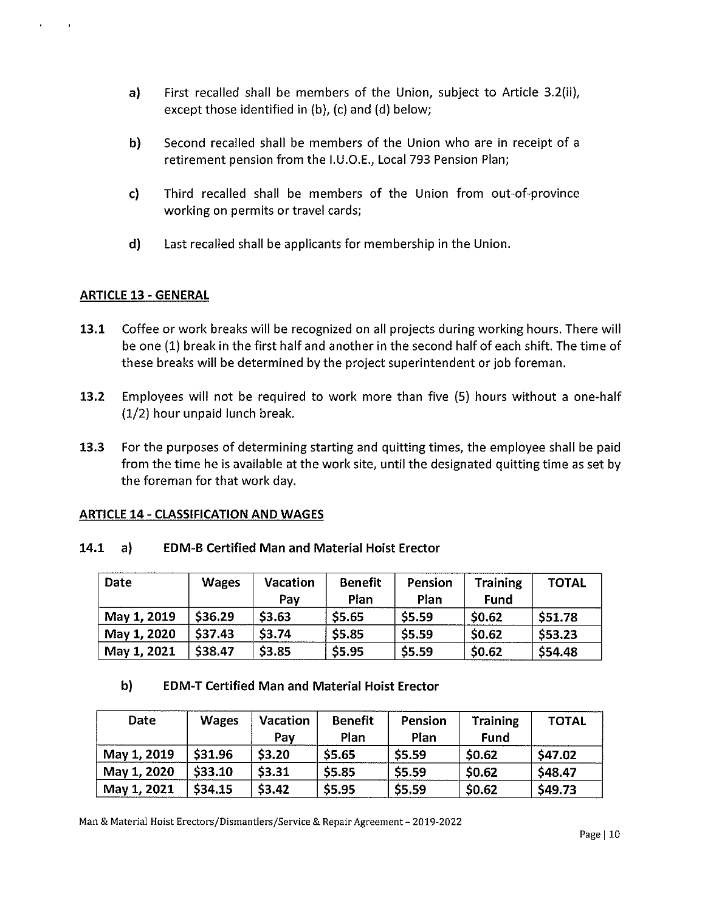a) First recalled shall be members of the Union, subject to Article 3.2(ii), except those identified in (b), (c) and (d) below;

b) Second recalled shall be members of the Union who are in receipt of a retirement pension from the I.U.O.E., Local 793 Pension Plan;

c) Third recalled shall be members of the Union from out-of-province working on permits or travel cards;

d) Last recalled shall be applicants for membership in the Union.

## ARTICLE 13 - GENERAL

**13.1** Coffee or work breaks will be recognized on all projects during working hours. There will be one (1) break in the first half and another in the second half of each shift. The time of these breaks will be determined by the project superintendent or job foreman.

**13.2** Employees will not be required to work more than five (5) hours without a one-half (1/2) hour unpaid lunch break.

**13.3** For the purposes of determining starting and quitting times, the employee shall be paid from the time he is available at the work site, until the designated quitting time as set by the foreman for that work day.

## ARTICLE 14 - CLASSIFICATION AND WAGES

**14.1 a) EDM-B Certified Man and Material Hoist Erector**

| Date | Wages | Vacation Pay | Benefit Plan | Pension Plan | Training Fund | TOTAL |
|---|---|---|---|---|---|---|
| May 1, 2019 | $36.29 | $3.63 | $5.65 | $5.59 | $0.62 | $51.78 |
| May 1, 2020 | $37.43 | $3.74 | $5.85 | $5.59 | $0.62 | $53.23 |
| May 1, 2021 | $38.47 | $3.85 | $5.95 | $5.59 | $0.62 | $54.48 |

**b) EDM-T Certified Man and Material Hoist Erector**

| Date | Wages | Vacation Pay | Benefit Plan | Pension Plan | Training Fund | TOTAL |
|---|---|---|---|---|---|---|
| May 1, 2019 | $31.96 | $3.20 | $5.65 | $5.59 | $0.62 | $47.02 |
| May 1, 2020 | $33.10 | $3.31 | $5.85 | $5.59 | $0.62 | $48.47 |
| May 1, 2021 | $34.15 | $3.42 | $5.95 | $5.59 | $0.62 | $49.73 |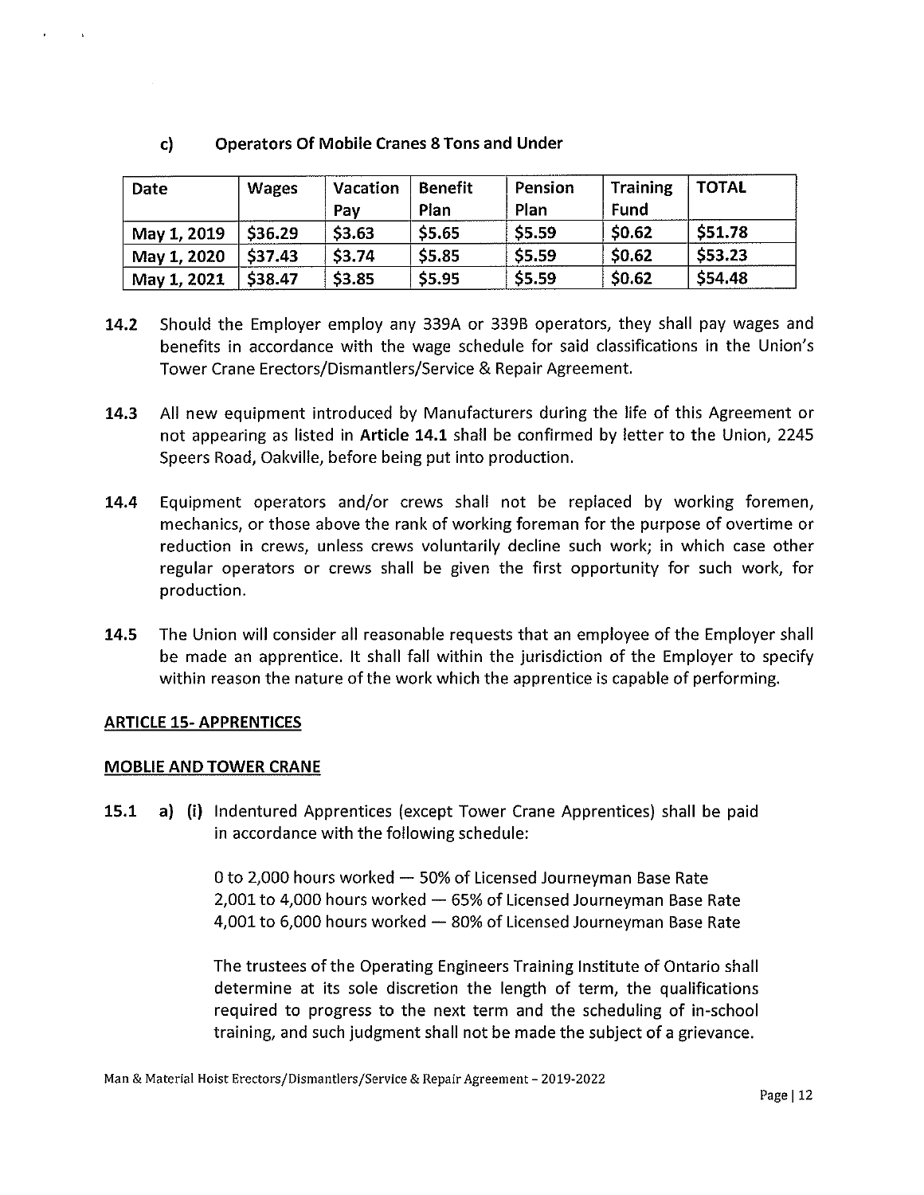### c) Operators Of Mobile Cranes 8 Tons and Under

| Date | Wages | Vacation Pay | Benefit Plan | Pension Plan | Training Fund | TOTAL |
|---|---|---|---|---|---|---|
| May 1, 2019 | $36.29 | $3.63 | $5.65 | $5.59 | $0.62 | $51.78 |
| May 1, 2020 | $37.43 | $3.74 | $5.85 | $5.59 | $0.62 | $53.23 |
| May 1, 2021 | $38.47 | $3.85 | $5.95 | $5.59 | $0.62 | $54.48 |

**14.2** Should the Employer employ any 339A or 339B operators, they shall pay wages and benefits in accordance with the wage schedule for said classifications in the Union's Tower Crane Erectors/Dismantlers/Service & Repair Agreement.

**14.3** All new equipment introduced by Manufacturers during the life of this Agreement or not appearing as listed in **Article 14.1** shall be confirmed by letter to the Union, 2245 Speers Road, Oakville, before being put into production.

**14.4** Equipment operators and/or crews shall not be replaced by working foremen, mechanics, or those above the rank of working foreman for the purpose of overtime or reduction in crews, unless crews voluntarily decline such work; in which case other regular operators or crews shall be given the first opportunity for such work, for production.

**14.5** The Union will consider all reasonable requests that an employee of the Employer shall be made an apprentice. It shall fall within the jurisdiction of the Employer to specify within reason the nature of the work which the apprentice is capable of performing.

## ARTICLE 15- APPRENTICES

### MOBLIE AND TOWER CRANE

**15.1** **a) (i)** Indentured Apprentices (except Tower Crane Apprentices) shall be paid in accordance with the following schedule:

0 to 2,000 hours worked — 50% of Licensed Journeyman Base Rate
2,001 to 4,000 hours worked — 65% of Licensed Journeyman Base Rate
4,001 to 6,000 hours worked — 80% of Licensed Journeyman Base Rate

The trustees of the Operating Engineers Training Institute of Ontario shall determine at its sole discretion the length of term, the qualifications required to progress to the next term and the scheduling of in-school training, and such judgment shall not be made the subject of a grievance.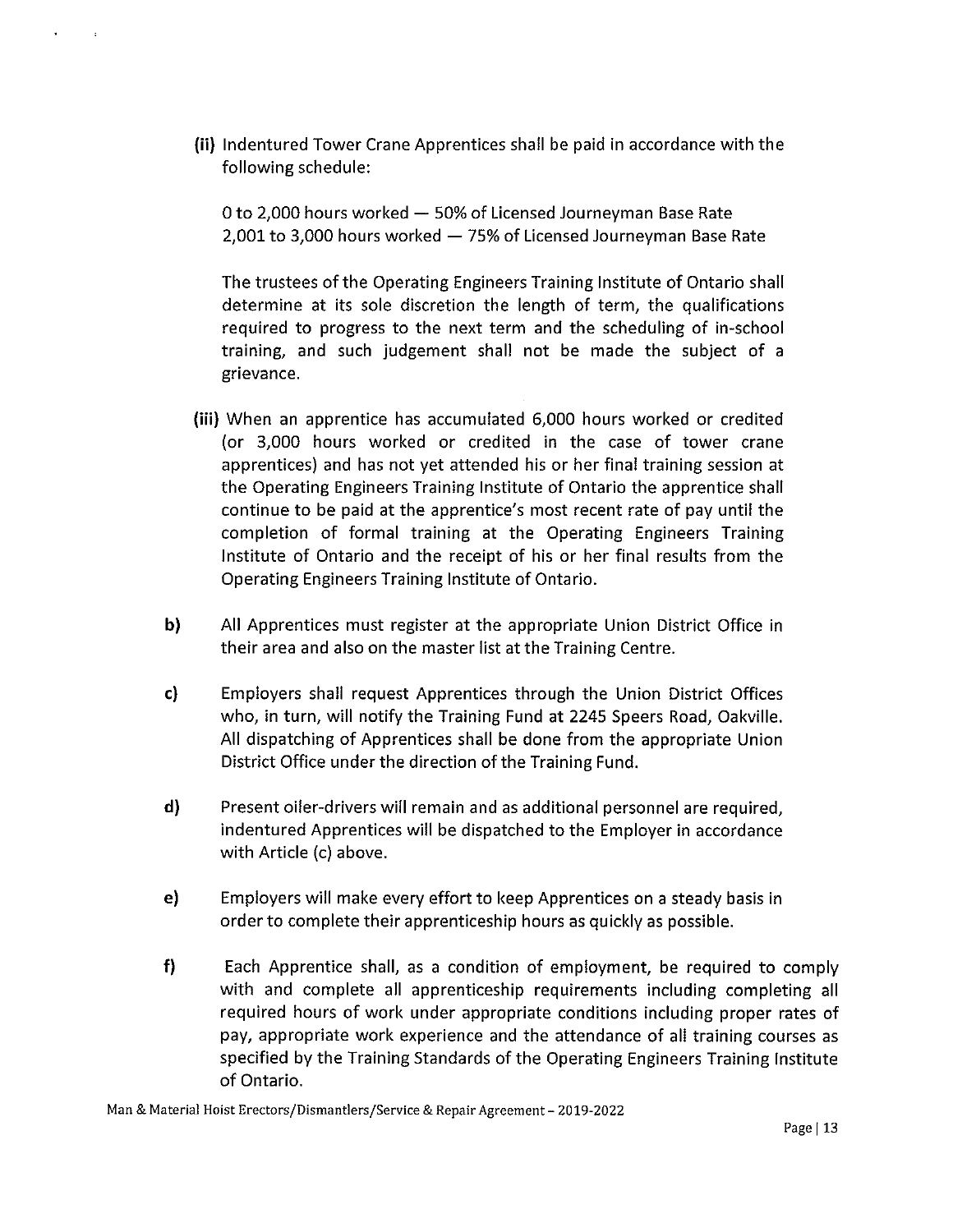(ii) Indentured Tower Crane Apprentices shall be paid in accordance with the following schedule:

0 to 2,000 hours worked — 50% of Licensed Journeyman Base Rate
2,001 to 3,000 hours worked — 75% of Licensed Journeyman Base Rate

The trustees of the Operating Engineers Training Institute of Ontario shall determine at its sole discretion the length of term, the qualifications required to progress to the next term and the scheduling of in-school training, and such judgement shall not be made the subject of a grievance.

(iii) When an apprentice has accumulated 6,000 hours worked or credited (or 3,000 hours worked or credited in the case of tower crane apprentices) and has not yet attended his or her final training session at the Operating Engineers Training Institute of Ontario the apprentice shall continue to be paid at the apprentice's most recent rate of pay until the completion of formal training at the Operating Engineers Training Institute of Ontario and the receipt of his or her final results from the Operating Engineers Training Institute of Ontario.

**b)** All Apprentices must register at the appropriate Union District Office in their area and also on the master list at the Training Centre.

**c)** Employers shall request Apprentices through the Union District Offices who, in turn, will notify the Training Fund at 2245 Speers Road, Oakville. All dispatching of Apprentices shall be done from the appropriate Union District Office under the direction of the Training Fund.

**d)** Present oiler-drivers will remain and as additional personnel are required, indentured Apprentices will be dispatched to the Employer in accordance with Article (c) above.

**e)** Employers will make every effort to keep Apprentices on a steady basis in order to complete their apprenticeship hours as quickly as possible.

**f)** Each Apprentice shall, as a condition of employment, be required to comply with and complete all apprenticeship requirements including completing all required hours of work under appropriate conditions including proper rates of pay, appropriate work experience and the attendance of all training courses as specified by the Training Standards of the Operating Engineers Training Institute of Ontario.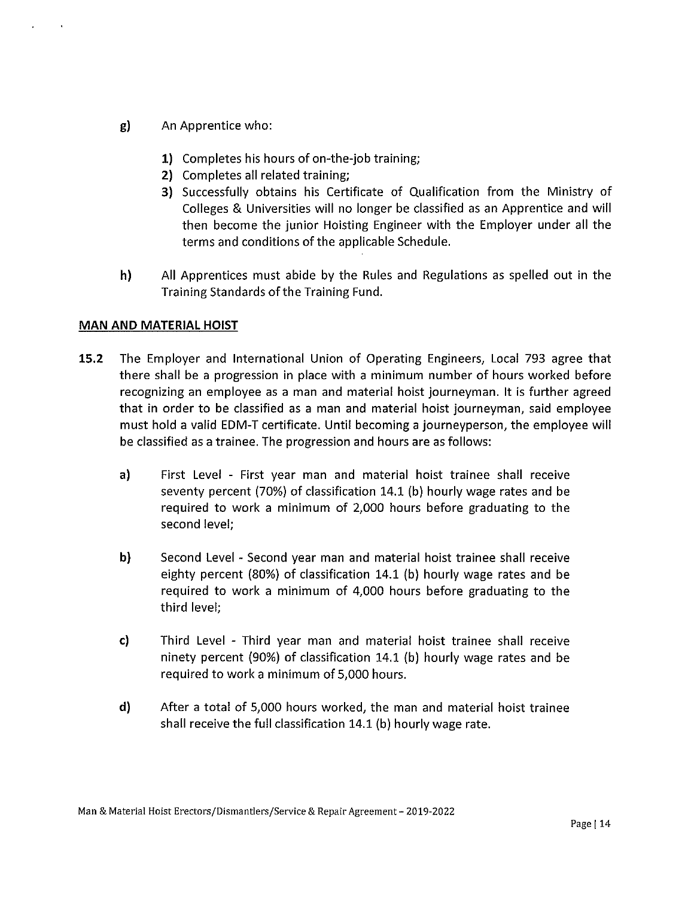g) An Apprentice who:

   1) Completes his hours of on-the-job training;
   2) Completes all related training;
   3) Successfully obtains his Certificate of Qualification from the Ministry of Colleges & Universities will no longer be classified as an Apprentice and will then become the junior Hoisting Engineer with the Employer under all the terms and conditions of the applicable Schedule.

h) All Apprentices must abide by the Rules and Regulations as spelled out in the Training Standards of the Training Fund.

**MAN AND MATERIAL HOIST**

**15.2** The Employer and International Union of Operating Engineers, Local 793 agree that there shall be a progression in place with a minimum number of hours worked before recognizing an employee as a man and material hoist journeyman. It is further agreed that in order to be classified as a man and material hoist journeyman, said employee must hold a valid EDM-T certificate. Until becoming a journeyperson, the employee will be classified as a trainee. The progression and hours are as follows:

a) First Level - First year man and material hoist trainee shall receive seventy percent (70%) of classification 14.1 (b) hourly wage rates and be required to work a minimum of 2,000 hours before graduating to the second level;

b) Second Level - Second year man and material hoist trainee shall receive eighty percent (80%) of classification 14.1 (b) hourly wage rates and be required to work a minimum of 4,000 hours before graduating to the third level;

c) Third Level - Third year man and material hoist trainee shall receive ninety percent (90%) of classification 14.1 (b) hourly wage rates and be required to work a minimum of 5,000 hours.

d) After a total of 5,000 hours worked, the man and material hoist trainee shall receive the full classification 14.1 (b) hourly wage rate.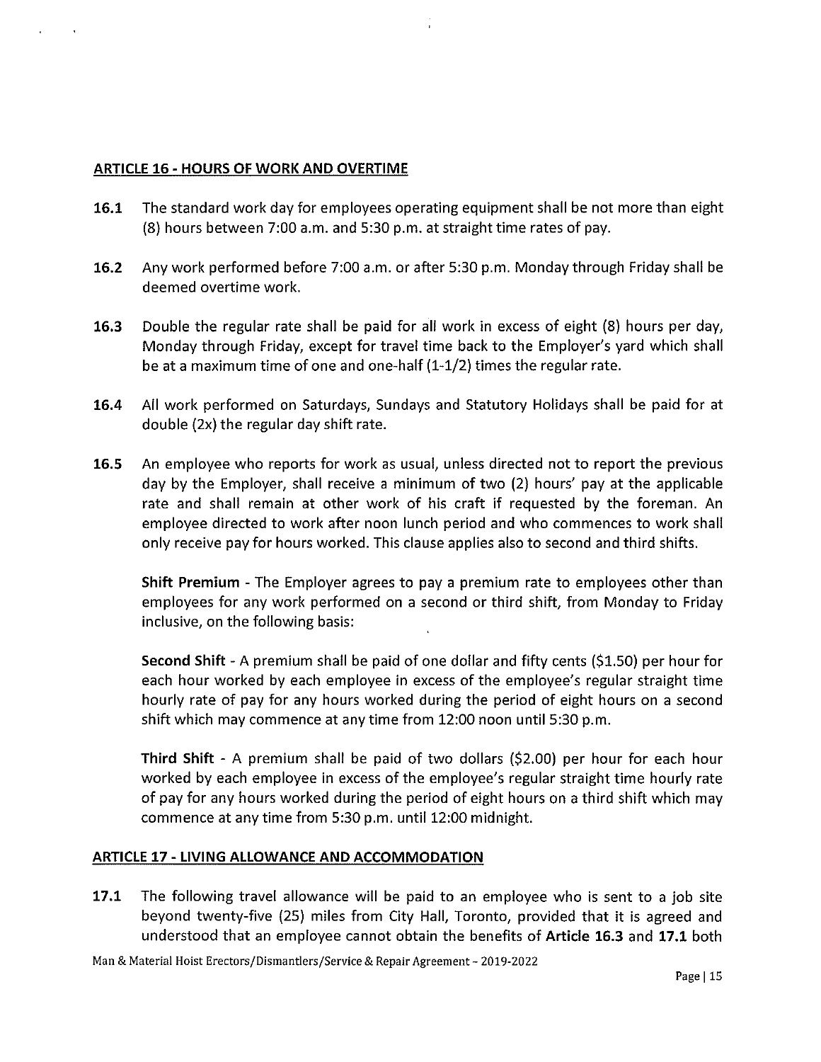## ARTICLE 16 - HOURS OF WORK AND OVERTIME

**16.1** The standard work day for employees operating equipment shall be not more than eight (8) hours between 7:00 a.m. and 5:30 p.m. at straight time rates of pay.

**16.2** Any work performed before 7:00 a.m. or after 5:30 p.m. Monday through Friday shall be deemed overtime work.

**16.3** Double the regular rate shall be paid for all work in excess of eight (8) hours per day, Monday through Friday, except for travel time back to the Employer's yard which shall be at a maximum time of one and one-half (1-1/2) times the regular rate.

**16.4** All work performed on Saturdays, Sundays and Statutory Holidays shall be paid for at double (2x) the regular day shift rate.

**16.5** An employee who reports for work as usual, unless directed not to report the previous day by the Employer, shall receive a minimum of two (2) hours' pay at the applicable rate and shall remain at other work of his craft if requested by the foreman. An employee directed to work after noon lunch period and who commences to work shall only receive pay for hours worked. This clause applies also to second and third shifts.

**Shift Premium** - The Employer agrees to pay a premium rate to employees other than employees for any work performed on a second or third shift, from Monday to Friday inclusive, on the following basis:

**Second Shift** - A premium shall be paid of one dollar and fifty cents ($1.50) per hour for each hour worked by each employee in excess of the employee's regular straight time hourly rate of pay for any hours worked during the period of eight hours on a second shift which may commence at any time from 12:00 noon until 5:30 p.m.

**Third Shift** - A premium shall be paid of two dollars ($2.00) per hour for each hour worked by each employee in excess of the employee's regular straight time hourly rate of pay for any hours worked during the period of eight hours on a third shift which may commence at any time from 5:30 p.m. until 12:00 midnight.

## ARTICLE 17 - LIVING ALLOWANCE AND ACCOMMODATION

**17.1** The following travel allowance will be paid to an employee who is sent to a job site beyond twenty-five (25) miles from City Hall, Toronto, provided that it is agreed and understood that an employee cannot obtain the benefits of **Article 16.3** and **17.1** both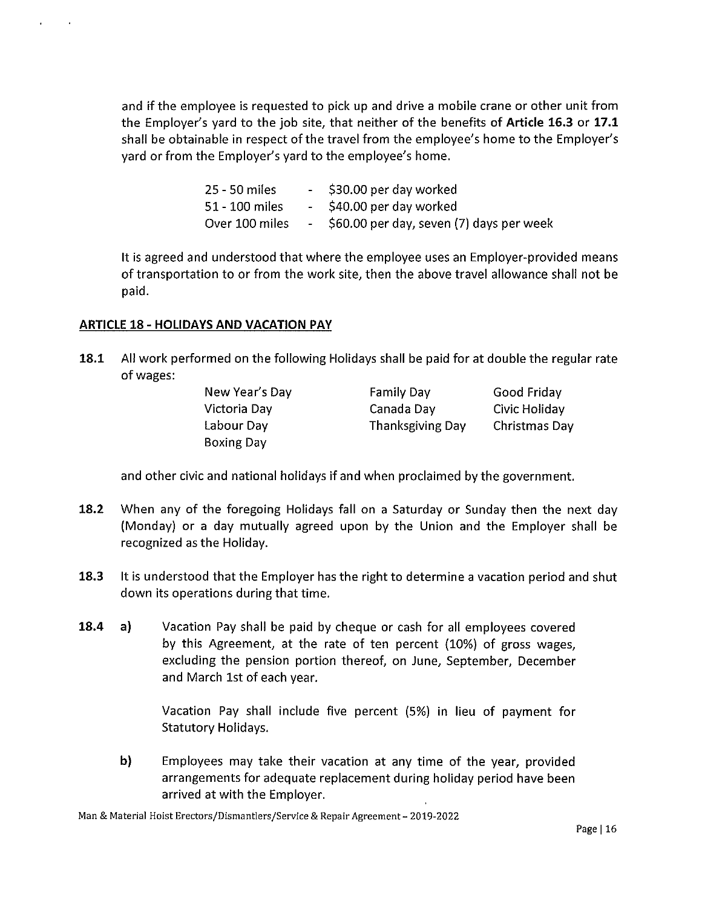and if the employee is requested to pick up and drive a mobile crane or other unit from the Employer's yard to the job site, that neither of the benefits of **Article 16.3** or **17.1** shall be obtainable in respect of the travel from the employee's home to the Employer's yard or from the Employer's yard to the employee's home.

| | | |
|---|---|---|
| 25 - 50 miles | - | $30.00 per day worked |
| 51 - 100 miles | - | $40.00 per day worked |
| Over 100 miles | - | $60.00 per day, seven (7) days per week |

It is agreed and understood that where the employee uses an Employer-provided means of transportation to or from the work site, then the above travel allowance shall not be paid.

## ARTICLE 18 - HOLIDAYS AND VACATION PAY

**18.1** All work performed on the following Holidays shall be paid for at double the regular rate of wages:

| | | |
|---|---|---|
| New Year's Day | Family Day | Good Friday |
| Victoria Day | Canada Day | Civic Holiday |
| Labour Day | Thanksgiving Day | Christmas Day |
| Boxing Day | | |

and other civic and national holidays if and when proclaimed by the government.

**18.2** When any of the foregoing Holidays fall on a Saturday or Sunday then the next day (Monday) or a day mutually agreed upon by the Union and the Employer shall be recognized as the Holiday.

**18.3** It is understood that the Employer has the right to determine a vacation period and shut down its operations during that time.

**18.4** **a)** Vacation Pay shall be paid by cheque or cash for all employees covered by this Agreement, at the rate of ten percent (10%) of gross wages, excluding the pension portion thereof, on June, September, December and March 1st of each year.

Vacation Pay shall include five percent (5%) in lieu of payment for Statutory Holidays.

**b)** Employees may take their vacation at any time of the year, provided arrangements for adequate replacement during holiday period have been arrived at with the Employer.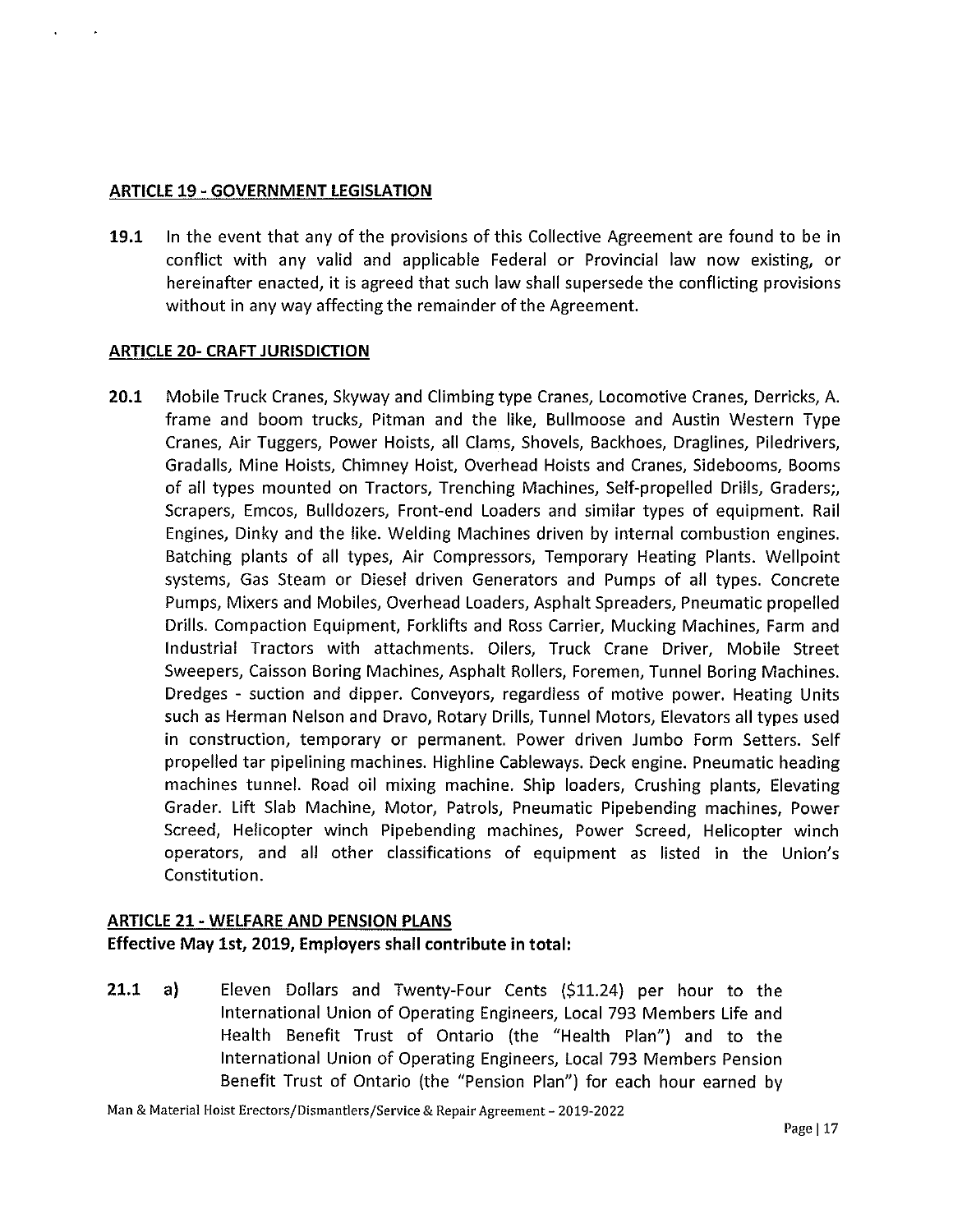## ARTICLE 19 - GOVERNMENT LEGISLATION

**19.1** In the event that any of the provisions of this Collective Agreement are found to be in conflict with any valid and applicable Federal or Provincial law now existing, or hereinafter enacted, it is agreed that such law shall supersede the conflicting provisions without in any way affecting the remainder of the Agreement.

## ARTICLE 20- CRAFT JURISDICTION

**20.1** Mobile Truck Cranes, Skyway and Climbing type Cranes, Locomotive Cranes, Derricks, A. frame and boom trucks, Pitman and the like, Bullmoose and Austin Western Type Cranes, Air Tuggers, Power Hoists, all Clams, Shovels, Backhoes, Draglines, Piledrivers, Gradalls, Mine Hoists, Chimney Hoist, Overhead Hoists and Cranes, Sidebooms, Booms of all types mounted on Tractors, Trenching Machines, Self-propelled Drills, Graders;, Scrapers, Emcos, Bulldozers, Front-end Loaders and similar types of equipment. Rail Engines, Dinky and the like. Welding Machines driven by internal combustion engines. Batching plants of all types, Air Compressors, Temporary Heating Plants. Wellpoint systems, Gas Steam or Diesel driven Generators and Pumps of all types. Concrete Pumps, Mixers and Mobiles, Overhead Loaders, Asphalt Spreaders, Pneumatic propelled Drills. Compaction Equipment, Forklifts and Ross Carrier, Mucking Machines, Farm and Industrial Tractors with attachments. Oilers, Truck Crane Driver, Mobile Street Sweepers, Caisson Boring Machines, Asphalt Rollers, Foremen, Tunnel Boring Machines. Dredges - suction and dipper. Conveyors, regardless of motive power. Heating Units such as Herman Nelson and Dravo, Rotary Drills, Tunnel Motors, Elevators all types used in construction, temporary or permanent. Power driven Jumbo Form Setters. Self propelled tar pipelining machines. Highline Cableways. Deck engine. Pneumatic heading machines tunnel. Road oil mixing machine. Ship loaders, Crushing plants, Elevating Grader. Lift Slab Machine, Motor, Patrols, Pneumatic Pipebending machines, Power Screed, Helicopter winch Pipebending machines, Power Screed, Helicopter winch operators, and all other classifications of equipment as listed in the Union's Constitution.

## ARTICLE 21 - WELFARE AND PENSION PLANS

**Effective May 1st, 2019, Employers shall contribute in total:**

**21.1** **a)** Eleven Dollars and Twenty-Four Cents ($11.24) per hour to the International Union of Operating Engineers, Local 793 Members Life and Health Benefit Trust of Ontario (the "Health Plan") and to the International Union of Operating Engineers, Local 793 Members Pension Benefit Trust of Ontario (the "Pension Plan") for each hour earned by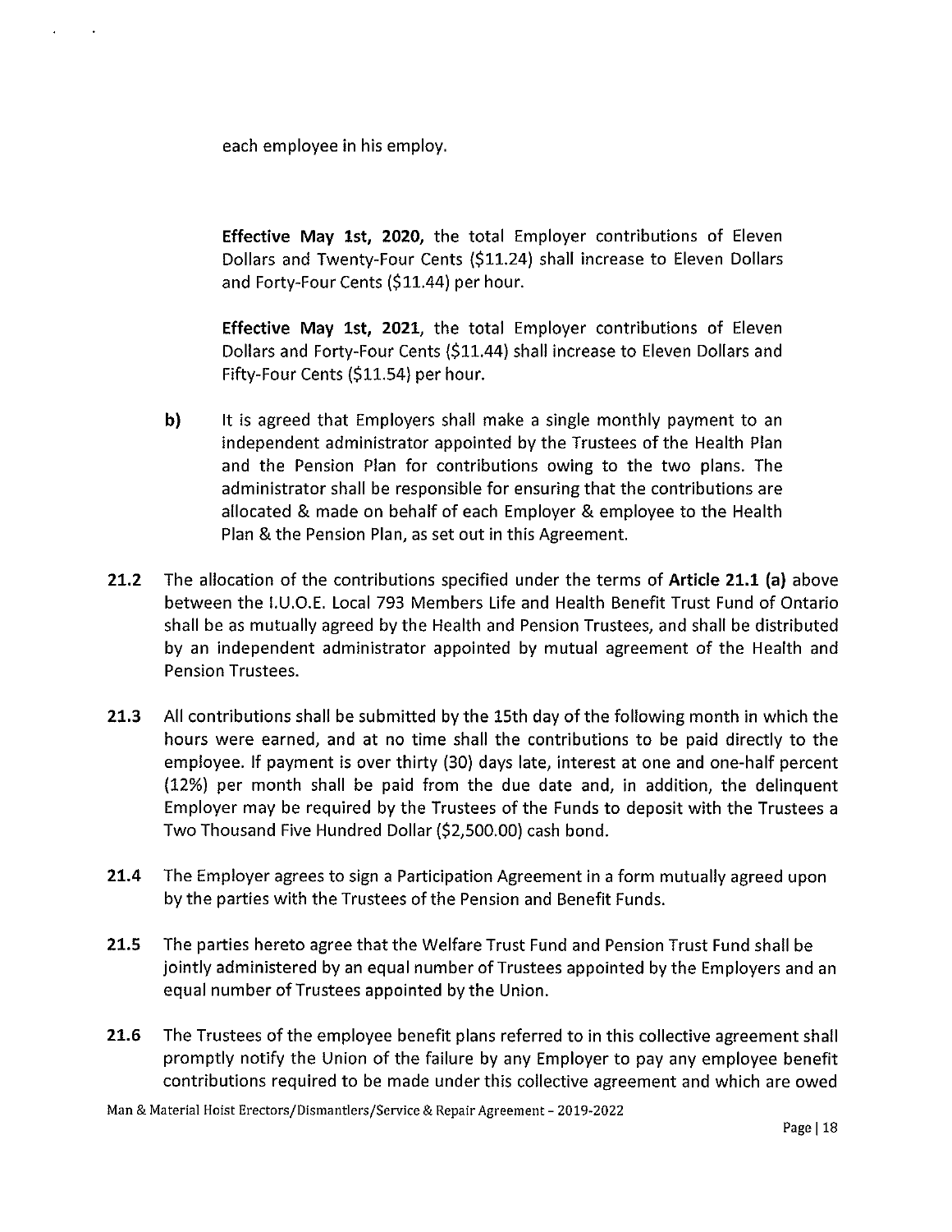each employee in his employ.

**Effective May 1st, 2020,** the total Employer contributions of Eleven Dollars and Twenty-Four Cents ($11.24) shall increase to Eleven Dollars and Forty-Four Cents ($11.44) per hour.

**Effective May 1st, 2021**, the total Employer contributions of Eleven Dollars and Forty-Four Cents ($11.44) shall increase to Eleven Dollars and Fifty-Four Cents ($11.54) per hour.

**b)** It is agreed that Employers shall make a single monthly payment to an independent administrator appointed by the Trustees of the Health Plan and the Pension Plan for contributions owing to the two plans. The administrator shall be responsible for ensuring that the contributions are allocated & made on behalf of each Employer & employee to the Health Plan & the Pension Plan, as set out in this Agreement.

**21.2** The allocation of the contributions specified under the terms of **Article 21.1 (a)** above between the I.U.O.E. Local 793 Members Life and Health Benefit Trust Fund of Ontario shall be as mutually agreed by the Health and Pension Trustees, and shall be distributed by an independent administrator appointed by mutual agreement of the Health and Pension Trustees.

**21.3** All contributions shall be submitted by the 15th day of the following month in which the hours were earned, and at no time shall the contributions to be paid directly to the employee. If payment is over thirty (30) days late, interest at one and one-half percent (12%) per month shall be paid from the due date and, in addition, the delinquent Employer may be required by the Trustees of the Funds to deposit with the Trustees a Two Thousand Five Hundred Dollar ($2,500.00) cash bond.

**21.4** The Employer agrees to sign a Participation Agreement in a form mutually agreed upon by the parties with the Trustees of the Pension and Benefit Funds.

**21.5** The parties hereto agree that the Welfare Trust Fund and Pension Trust Fund shall be jointly administered by an equal number of Trustees appointed by the Employers and an equal number of Trustees appointed by the Union.

**21.6** The Trustees of the employee benefit plans referred to in this collective agreement shall promptly notify the Union of the failure by any Employer to pay any employee benefit contributions required to be made under this collective agreement and which are owed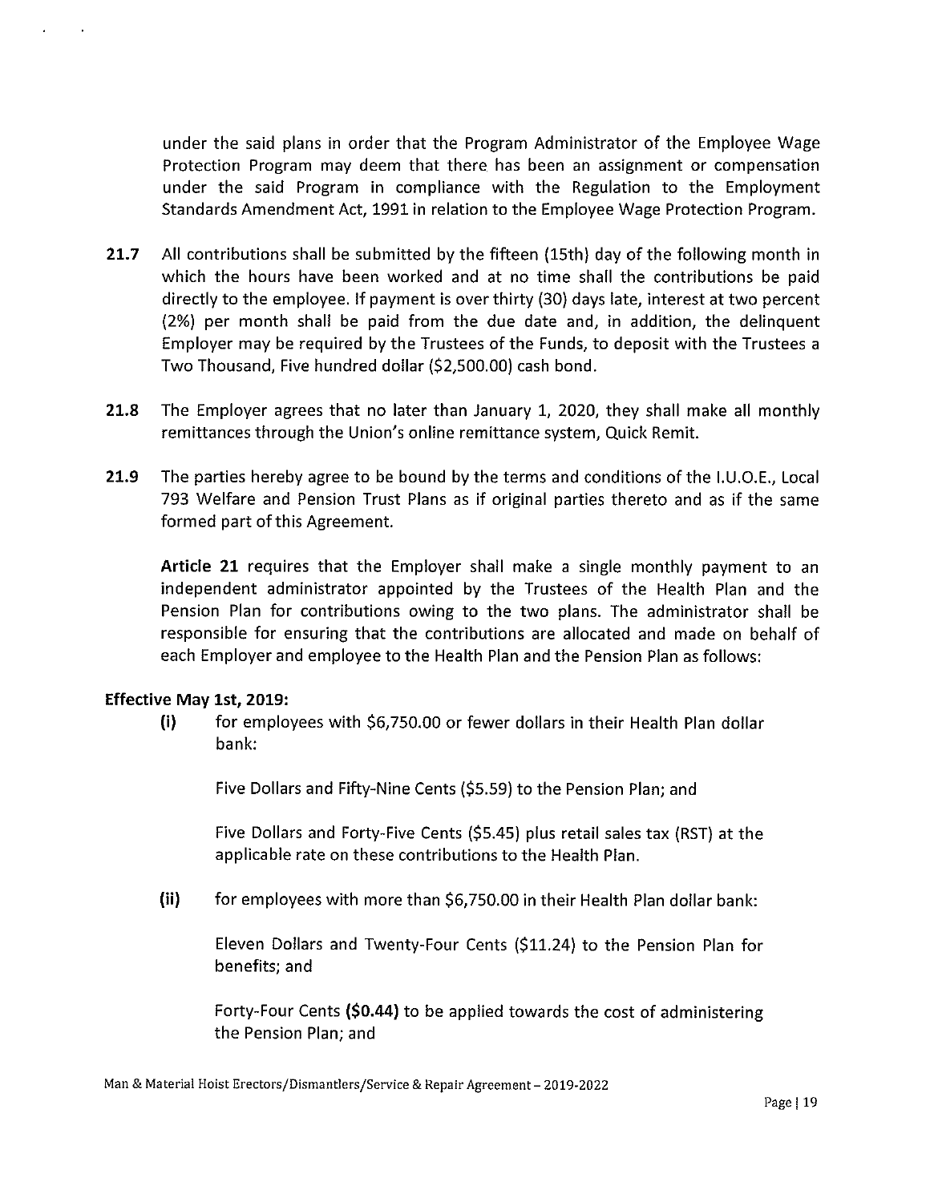under the said plans in order that the Program Administrator of the Employee Wage Protection Program may deem that there has been an assignment or compensation under the said Program in compliance with the Regulation to the Employment Standards Amendment Act, 1991 in relation to the Employee Wage Protection Program.

**21.7** All contributions shall be submitted by the fifteen (15th) day of the following month in which the hours have been worked and at no time shall the contributions be paid directly to the employee. If payment is over thirty (30) days late, interest at two percent (2%) per month shall be paid from the due date and, in addition, the delinquent Employer may be required by the Trustees of the Funds, to deposit with the Trustees a Two Thousand, Five hundred dollar ($2,500.00) cash bond.

**21.8** The Employer agrees that no later than January 1, 2020, they shall make all monthly remittances through the Union's online remittance system, Quick Remit.

**21.9** The parties hereby agree to be bound by the terms and conditions of the I.U.O.E., Local 793 Welfare and Pension Trust Plans as if original parties thereto and as if the same formed part of this Agreement.

**Article 21** requires that the Employer shall make a single monthly payment to an independent administrator appointed by the Trustees of the Health Plan and the Pension Plan for contributions owing to the two plans. The administrator shall be responsible for ensuring that the contributions are allocated and made on behalf of each Employer and employee to the Health Plan and the Pension Plan as follows:

**Effective May 1st, 2019:**

**(i)** for employees with $6,750.00 or fewer dollars in their Health Plan dollar bank:

Five Dollars and Fifty-Nine Cents ($5.59) to the Pension Plan; and

Five Dollars and Forty-Five Cents ($5.45) plus retail sales tax (RST) at the applicable rate on these contributions to the Health Plan.

**(ii)** for employees with more than $6,750.00 in their Health Plan dollar bank:

Eleven Dollars and Twenty-Four Cents ($11.24) to the Pension Plan for benefits; and

Forty-Four Cents **($0.44)** to be applied towards the cost of administering the Pension Plan; and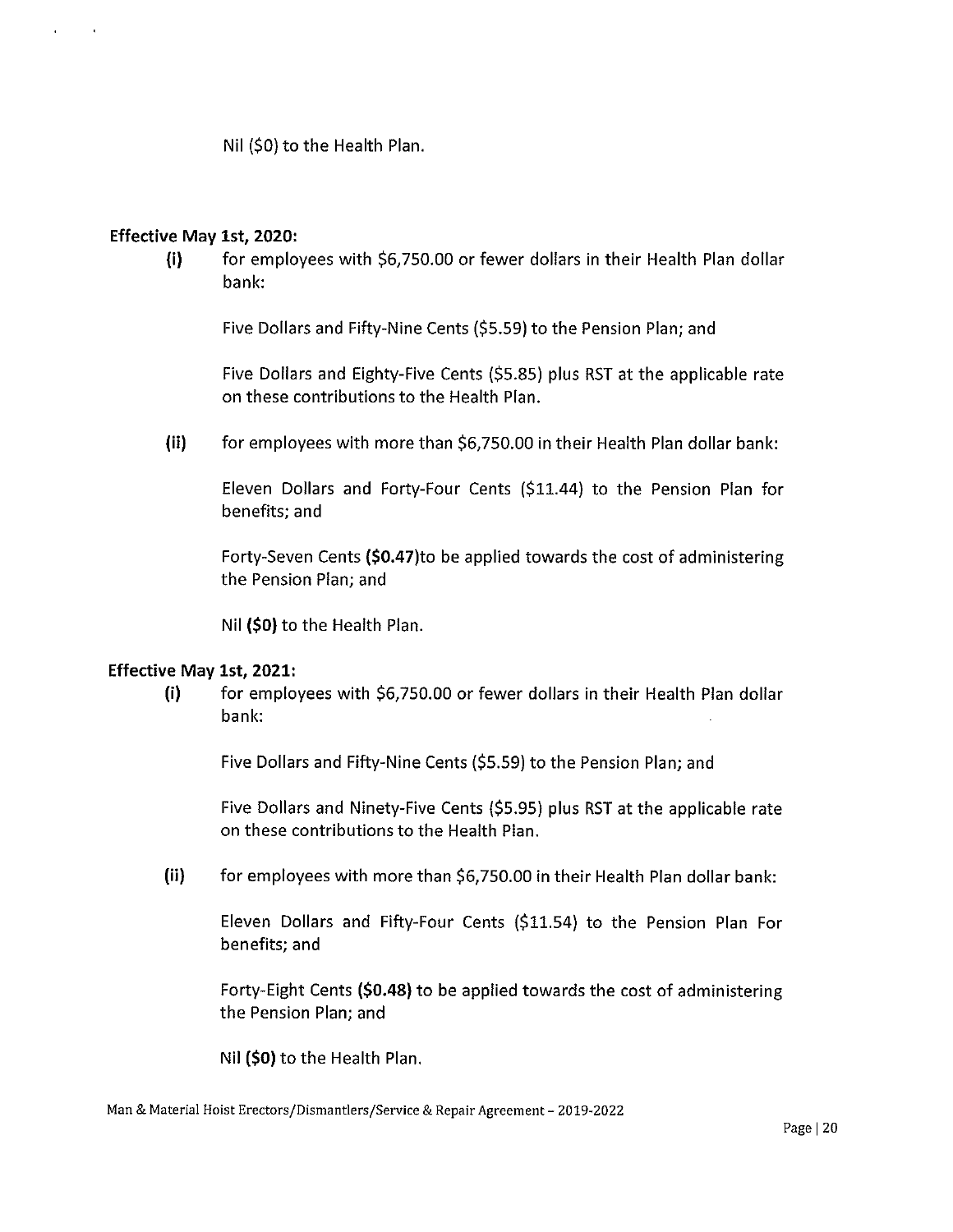Nil ($0) to the Health Plan.

**Effective May 1st, 2020:**

**(i)** for employees with $6,750.00 or fewer dollars in their Health Plan dollar bank:

Five Dollars and Fifty-Nine Cents ($5.59) to the Pension Plan; and

Five Dollars and Eighty-Five Cents ($5.85) plus RST at the applicable rate on these contributions to the Health Plan.

**(ii)** for employees with more than $6,750.00 in their Health Plan dollar bank:

Eleven Dollars and Forty-Four Cents ($11.44) to the Pension Plan for benefits; and

Forty-Seven Cents **($0.47)**to be applied towards the cost of administering the Pension Plan; and

Nil **($0)** to the Health Plan.

**Effective May 1st, 2021:**

**(i)** for employees with $6,750.00 or fewer dollars in their Health Plan dollar bank:

Five Dollars and Fifty-Nine Cents ($5.59) to the Pension Plan; and

Five Dollars and Ninety-Five Cents ($5.95) plus RST at the applicable rate on these contributions to the Health Plan.

**(ii)** for employees with more than $6,750.00 in their Health Plan dollar bank:

Eleven Dollars and Fifty-Four Cents ($11.54) to the Pension Plan For benefits; and

Forty-Eight Cents **($0.48)** to be applied towards the cost of administering the Pension Plan; and

Nil **($0)** to the Health Plan.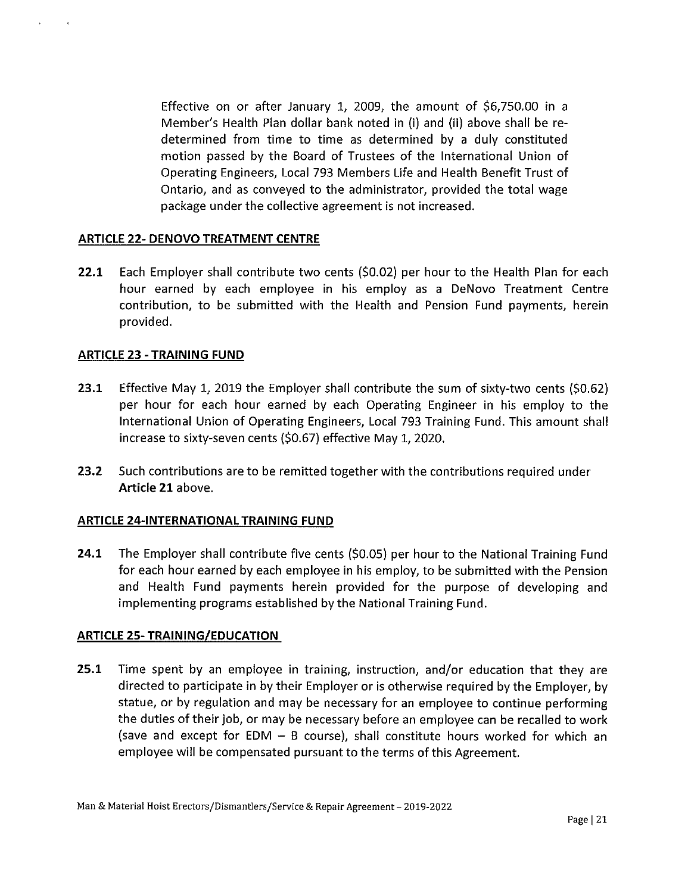Effective on or after January 1, 2009, the amount of $6,750.00 in a Member's Health Plan dollar bank noted in (i) and (ii) above shall be re-determined from time to time as determined by a duly constituted motion passed by the Board of Trustees of the International Union of Operating Engineers, Local 793 Members Life and Health Benefit Trust of Ontario, and as conveyed to the administrator, provided the total wage package under the collective agreement is not increased.

## ARTICLE 22- DENOVO TREATMENT CENTRE

**22.1** Each Employer shall contribute two cents ($0.02) per hour to the Health Plan for each hour earned by each employee in his employ as a DeNovo Treatment Centre contribution, to be submitted with the Health and Pension Fund payments, herein provided.

## ARTICLE 23 - TRAINING FUND

**23.1** Effective May 1, 2019 the Employer shall contribute the sum of sixty-two cents ($0.62) per hour for each hour earned by each Operating Engineer in his employ to the International Union of Operating Engineers, Local 793 Training Fund. This amount shall increase to sixty-seven cents ($0.67) effective May 1, 2020.

**23.2** Such contributions are to be remitted together with the contributions required under **Article 21** above.

## ARTICLE 24-INTERNATIONAL TRAINING FUND

**24.1** The Employer shall contribute five cents ($0.05) per hour to the National Training Fund for each hour earned by each employee in his employ, to be submitted with the Pension and Health Fund payments herein provided for the purpose of developing and implementing programs established by the National Training Fund.

## ARTICLE 25- TRAINING/EDUCATION

**25.1** Time spent by an employee in training, instruction, and/or education that they are directed to participate in by their Employer or is otherwise required by the Employer, by statue, or by regulation and may be necessary for an employee to continue performing the duties of their job, or may be necessary before an employee can be recalled to work (save and except for EDM – B course), shall constitute hours worked for which an employee will be compensated pursuant to the terms of this Agreement.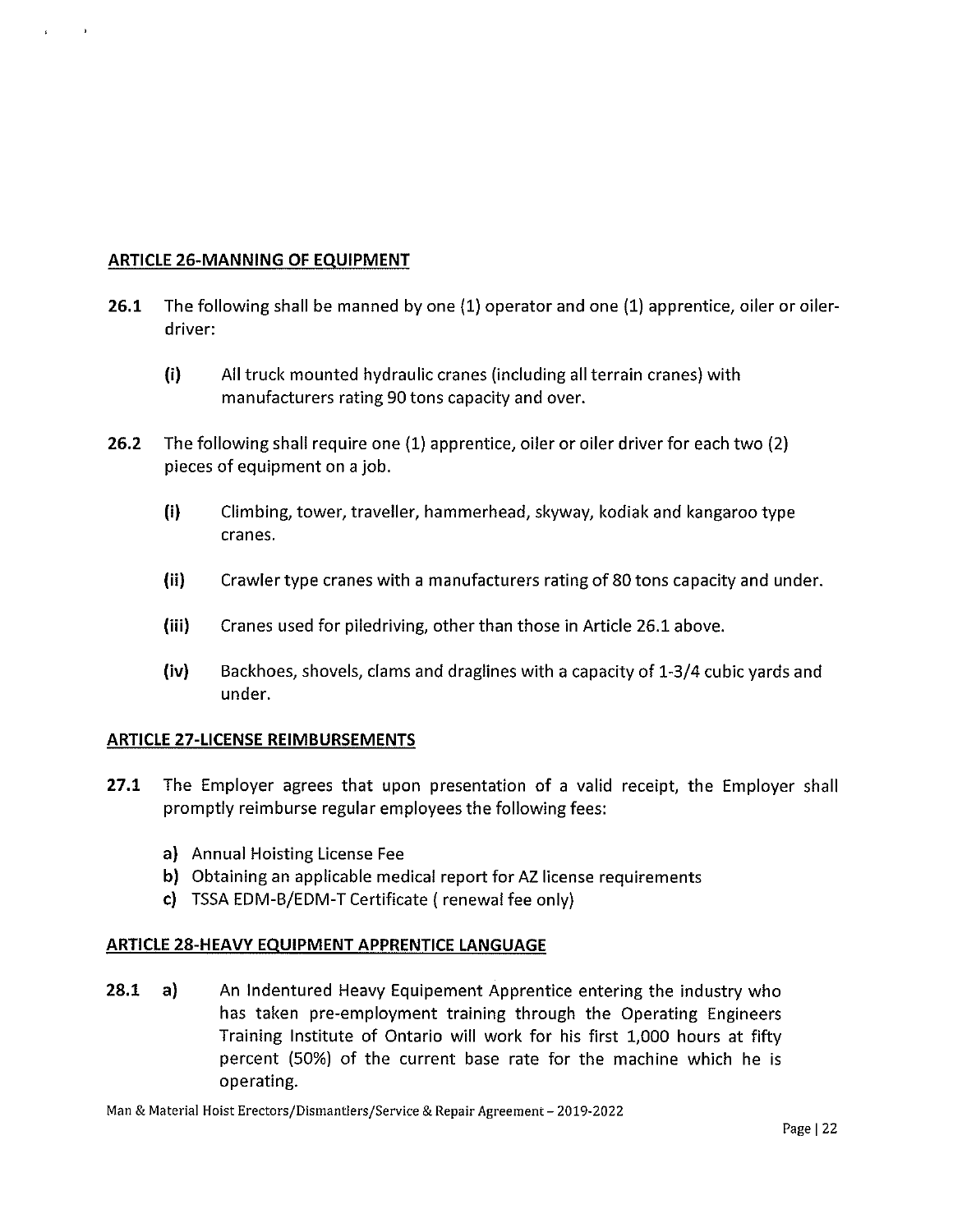## ARTICLE 26-MANNING OF EQUIPMENT

**26.1** The following shall be manned by one (1) operator and one (1) apprentice, oiler or oiler-driver:

- **(i)** All truck mounted hydraulic cranes (including all terrain cranes) with manufacturers rating 90 tons capacity and over.

**26.2** The following shall require one (1) apprentice, oiler or oiler driver for each two (2) pieces of equipment on a job.

- **(i)** Climbing, tower, traveller, hammerhead, skyway, kodiak and kangaroo type cranes.
- **(ii)** Crawler type cranes with a manufacturers rating of 80 tons capacity and under.
- **(iii)** Cranes used for piledriving, other than those in Article 26.1 above.
- **(iv)** Backhoes, shovels, clams and draglines with a capacity of 1-3/4 cubic yards and under.

## ARTICLE 27-LICENSE REIMBURSEMENTS

**27.1** The Employer agrees that upon presentation of a valid receipt, the Employer shall promptly reimburse regular employees the following fees:

- **a)** Annual Hoisting License Fee
- **b)** Obtaining an applicable medical report for AZ license requirements
- **c)** TSSA EDM-B/EDM-T Certificate ( renewal fee only)

## ARTICLE 28-HEAVY EQUIPMENT APPRENTICE LANGUAGE

**28.1** **a)** An Indentured Heavy Equipement Apprentice entering the industry who has taken pre-employment training through the Operating Engineers Training Institute of Ontario will work for his first 1,000 hours at fifty percent (50%) of the current base rate for the machine which he is operating.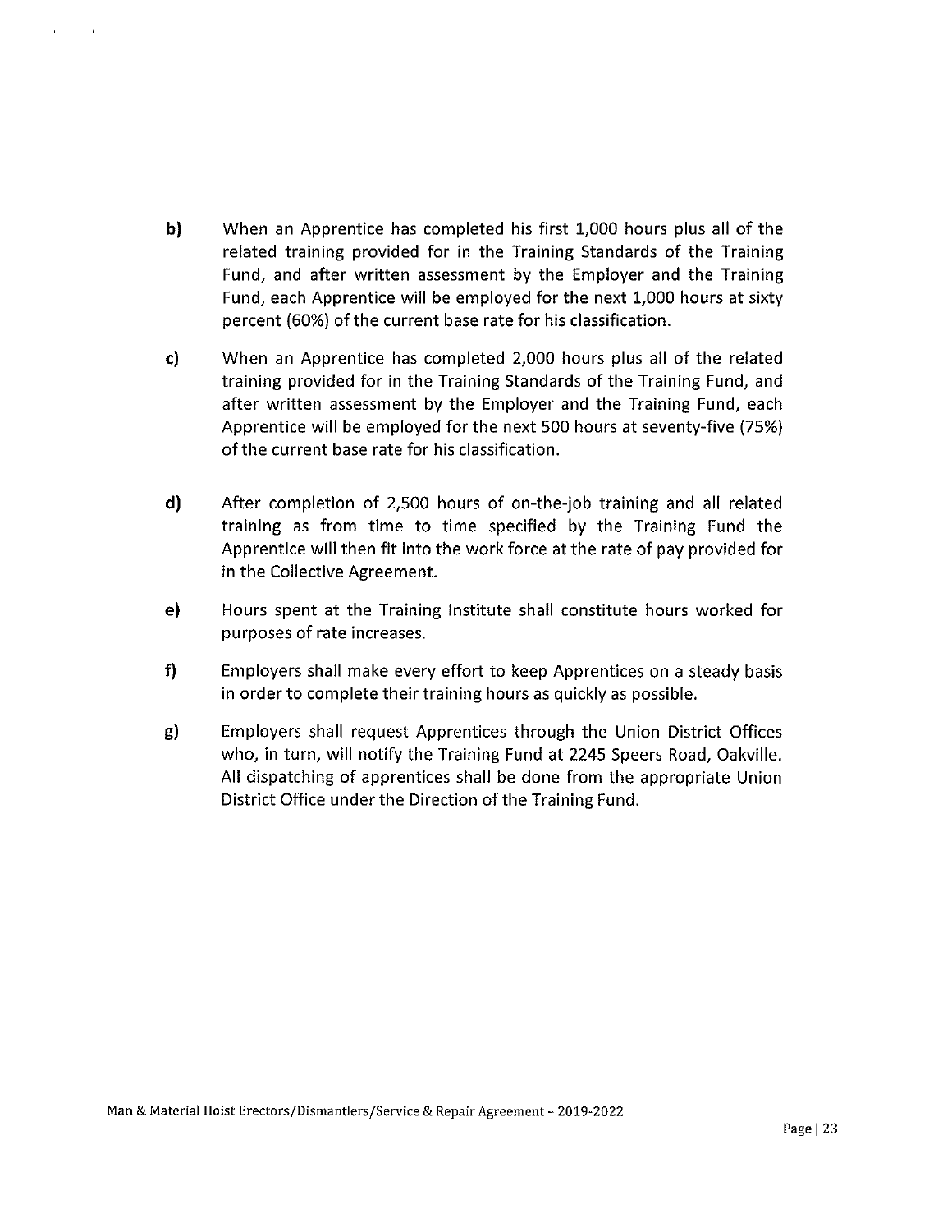b) When an Apprentice has completed his first 1,000 hours plus all of the related training provided for in the Training Standards of the Training Fund, and after written assessment by the Employer and the Training Fund, each Apprentice will be employed for the next 1,000 hours at sixty percent (60%) of the current base rate for his classification.

c) When an Apprentice has completed 2,000 hours plus all of the related training provided for in the Training Standards of the Training Fund, and after written assessment by the Employer and the Training Fund, each Apprentice will be employed for the next 500 hours at seventy-five (75%) of the current base rate for his classification.

d) After completion of 2,500 hours of on-the-job training and all related training as from time to time specified by the Training Fund the Apprentice will then fit into the work force at the rate of pay provided for in the Collective Agreement.

e) Hours spent at the Training Institute shall constitute hours worked for purposes of rate increases.

f) Employers shall make every effort to keep Apprentices on a steady basis in order to complete their training hours as quickly as possible.

g) Employers shall request Apprentices through the Union District Offices who, in turn, will notify the Training Fund at 2245 Speers Road, Oakville. All dispatching of apprentices shall be done from the appropriate Union District Office under the Direction of the Training Fund.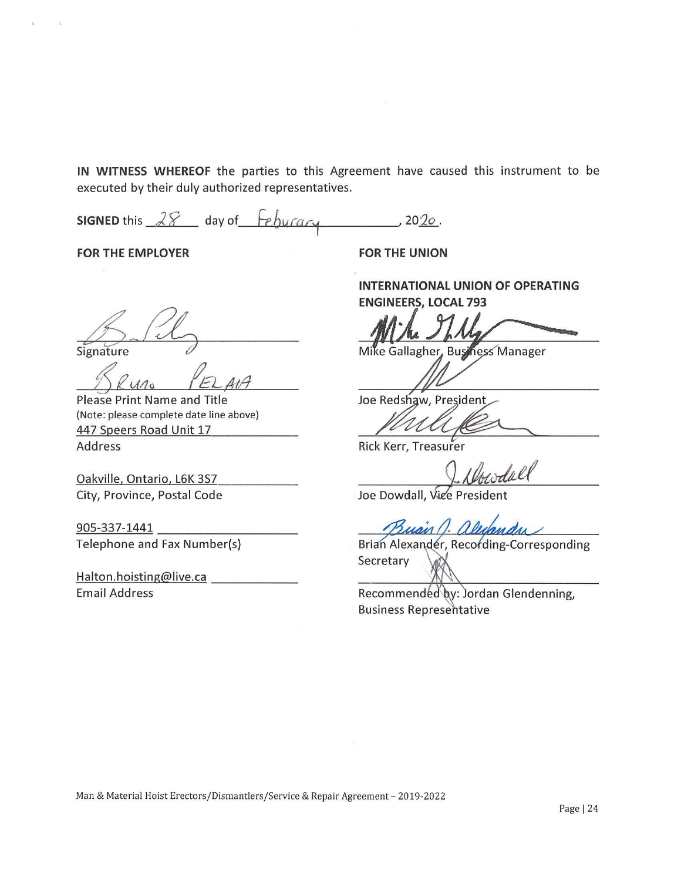**IN WITNESS WHEREOF** the parties to this Agreement have caused this instrument to be executed by their duly authorized representatives.

**SIGNED** this 28 day of Feburary, 2020.

**FOR THE EMPLOYER**

Signature

Bruno Pelaia
Please Print Name and Title
(Note: please complete date line above)

447 Speers Road Unit 17
Address

Oakville, Ontario, L6K 3S7
City, Province, Postal Code

905-337-1441
Telephone and Fax Number(s)

Halton.hoisting@live.ca
Email Address

**FOR THE UNION**

**INTERNATIONAL UNION OF OPERATING ENGINEERS, LOCAL 793**

Mike Gallagher, Business Manager

Joe Redshaw, President

Rick Kerr, Treasurer

Joe Dowdall, Vice President

Brian Alexander, Recording-Corresponding Secretary

Recommended by: Jordan Glendenning, Business Representative

Man & Material Hoist Erectors/Dismantlers/Service & Repair Agreement – 2019-2022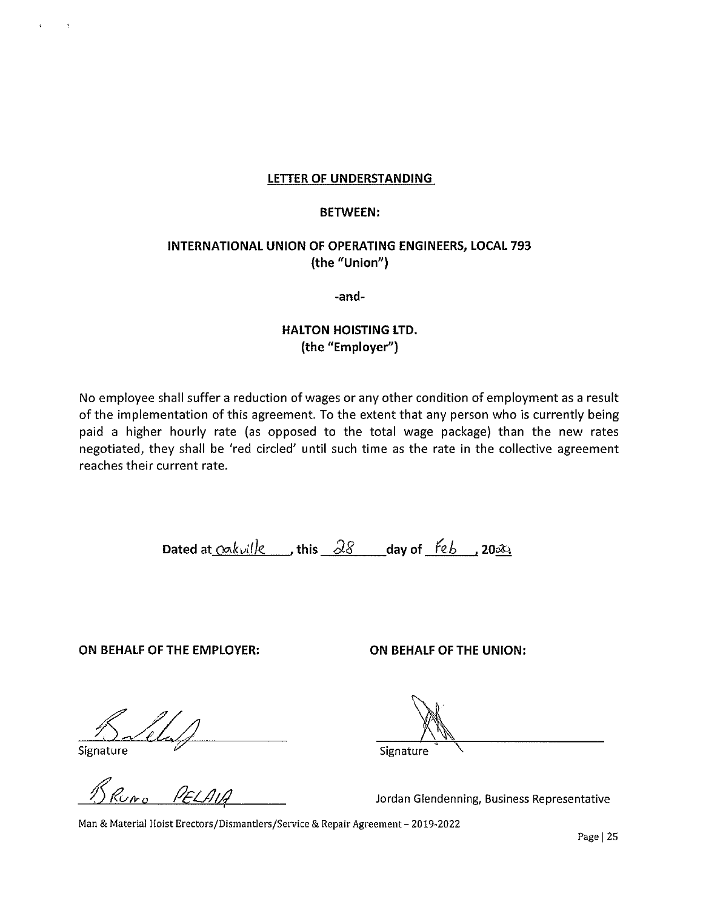**LETTER OF UNDERSTANDING**

**BETWEEN:**

**INTERNATIONAL UNION OF OPERATING ENGINEERS, LOCAL 793**
**(the "Union")**

**-and-**

**HALTON HOISTING LTD.**
**(the "Employer")**

No employee shall suffer a reduction of wages or any other condition of employment as a result of the implementation of this agreement. To the extent that any person who is currently being paid a higher hourly rate (as opposed to the total wage package) than the new rates negotiated, they shall be 'red circled' until such time as the rate in the collective agreement reaches their current rate.

**Dated at** Oakville **, this** 28 **day of** Feb **, 20**20

**ON BEHALF OF THE EMPLOYER:**

Signature

Bruno Pelaia

**ON BEHALF OF THE UNION:**

Signature

Jordan Glendenning, Business Representative

Man & Material Hoist Erectors/Dismantlers/Service & Repair Agreement – 2019-2022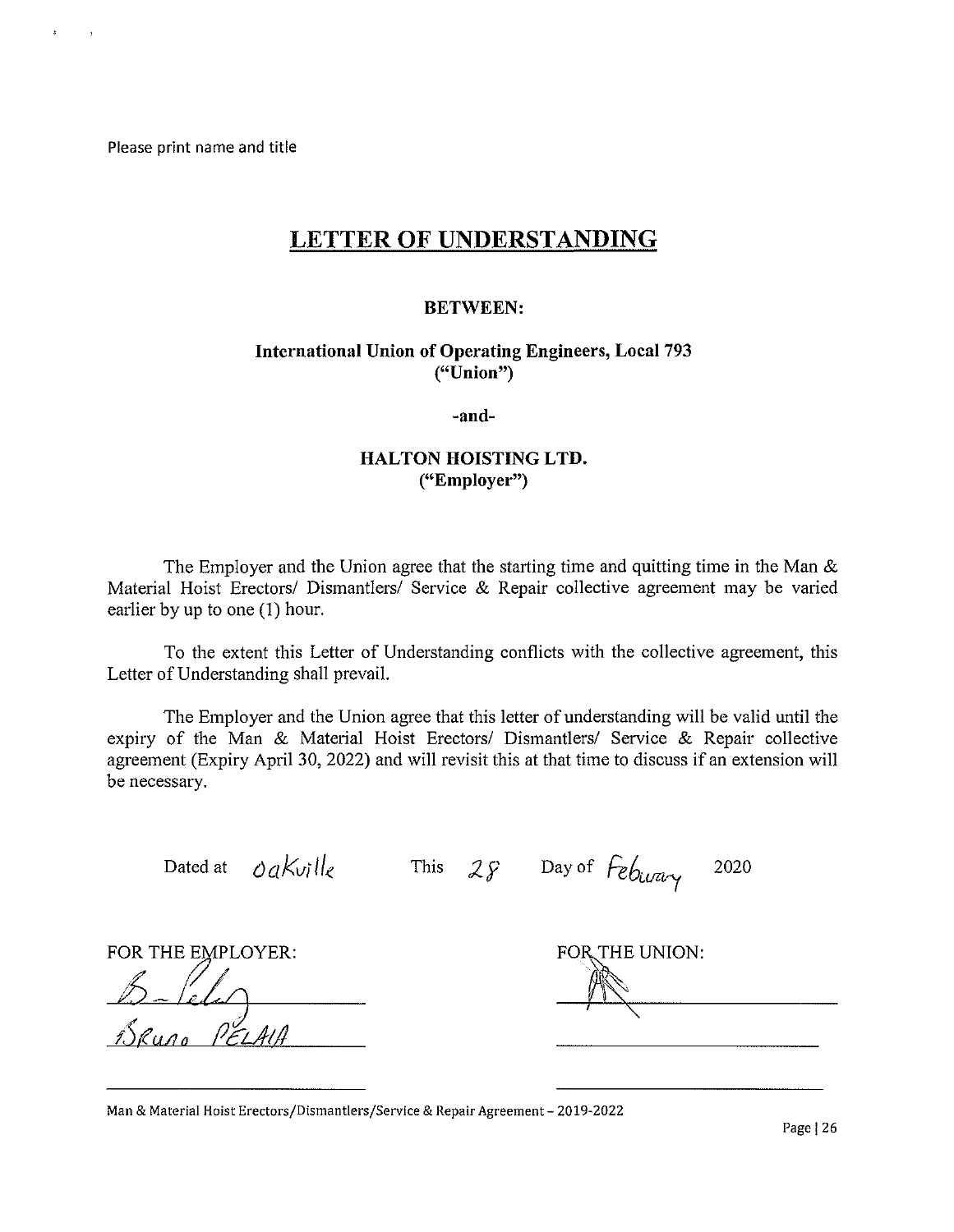Please print name and title

# LETTER OF UNDERSTANDING

**BETWEEN:**

**International Union of Operating Engineers, Local 793**
**("Union")**

**-and-**

**HALTON HOISTING LTD.**
**("Employer")**

The Employer and the Union agree that the starting time and quitting time in the Man & Material Hoist Erectors/ Dismantlers/ Service & Repair collective agreement may be varied earlier by up to one (1) hour.

To the extent this Letter of Understanding conflicts with the collective agreement, this Letter of Understanding shall prevail.

The Employer and the Union agree that this letter of understanding will be valid until the expiry of the Man & Material Hoist Erectors/ Dismantlers/ Service & Repair collective agreement (Expiry April 30, 2022) and will revisit this at that time to discuss if an extension will be necessary.

Dated at Oakville This 28 Day of February 2020

FOR THE EMPLOYER:

Bruno Pelaia

FOR THE UNION:

Man & Material Hoist Erectors/Dismantlers/Service & Repair Agreement – 2019-2022